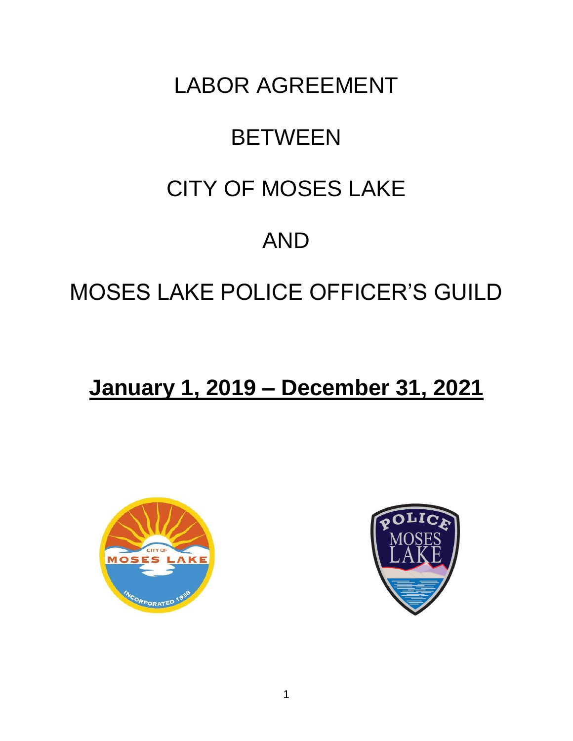# LABOR AGREEMENT

# BETWEEN

# CITY OF MOSES LAKE

# AND

# MOSES LAKE POLICE OFFICER'S GUILD

## **January 1, 2019 – December 31, 2021**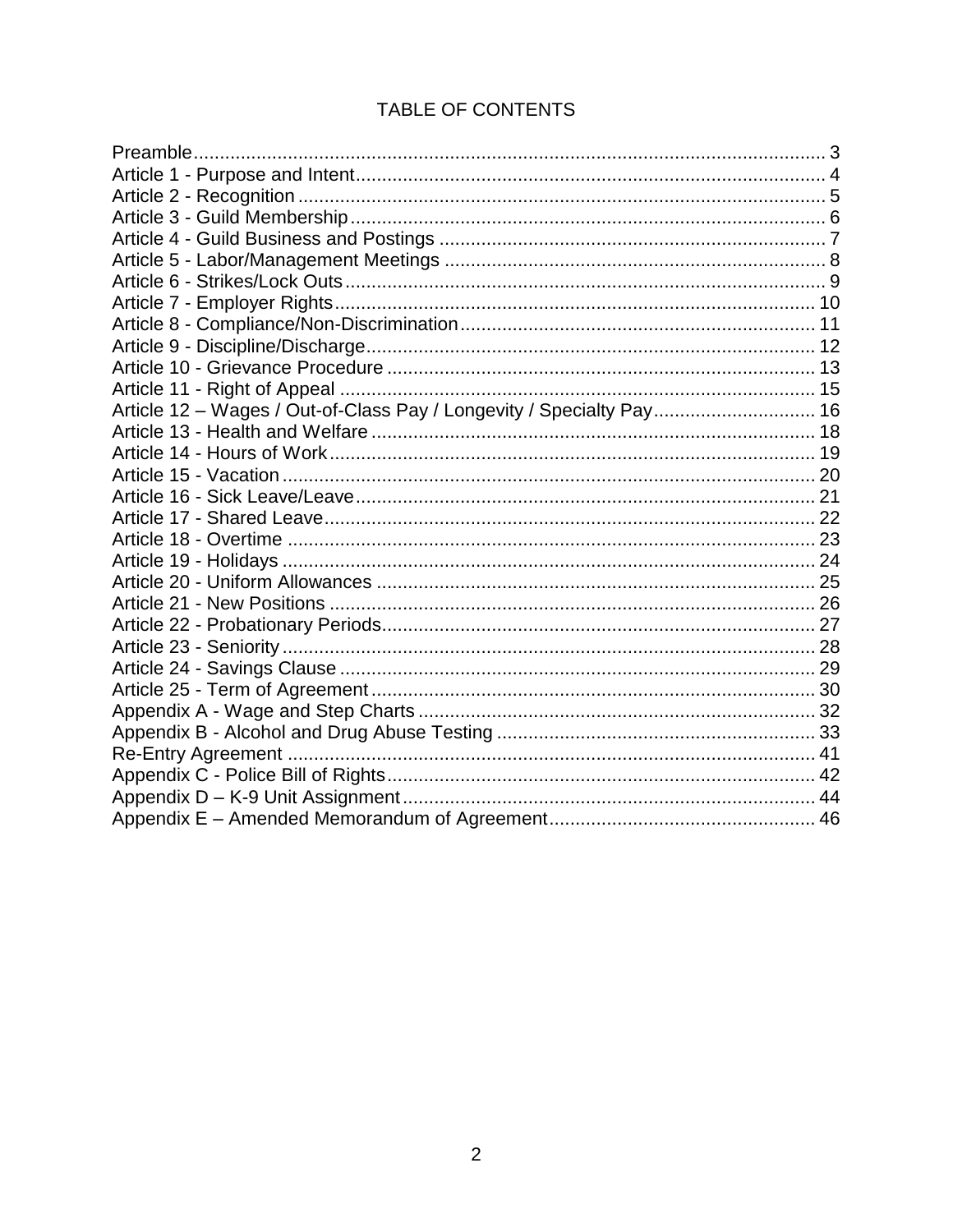# TABLE OF CONTENTS

| | |
|---|---|
| Preamble | 3 |
| Article 1 - Purpose and Intent | 4 |
| Article 2 - Recognition | 5 |
| Article 3 - Guild Membership | 6 |
| Article 4 - Guild Business and Postings | 7 |
| Article 5 - Labor/Management Meetings | 8 |
| Article 6 - Strikes/Lock Outs | 9 |
| Article 7 - Employer Rights | 10 |
| Article 8 - Compliance/Non-Discrimination | 11 |
| Article 9 - Discipline/Discharge | 12 |
| Article 10 - Grievance Procedure | 13 |
| Article 11 - Right of Appeal | 15 |
| Article 12 – Wages / Out-of-Class Pay / Longevity / Specialty Pay | 16 |
| Article 13 - Health and Welfare | 18 |
| Article 14 - Hours of Work | 19 |
| Article 15 - Vacation | 20 |
| Article 16 - Sick Leave/Leave | 21 |
| Article 17 - Shared Leave | 22 |
| Article 18 - Overtime | 23 |
| Article 19 - Holidays | 24 |
| Article 20 - Uniform Allowances | 25 |
| Article 21 - New Positions | 26 |
| Article 22 - Probationary Periods | 27 |
| Article 23 - Seniority | 28 |
| Article 24 - Savings Clause | 29 |
| Article 25 - Term of Agreement | 30 |
| Appendix A - Wage and Step Charts | 32 |
| Appendix B - Alcohol and Drug Abuse Testing | 33 |
| Re-Entry Agreement | 41 |
| Appendix C - Police Bill of Rights | 42 |
| Appendix D – K-9 Unit Assignment | 44 |
| Appendix E – Amended Memorandum of Agreement | 46 |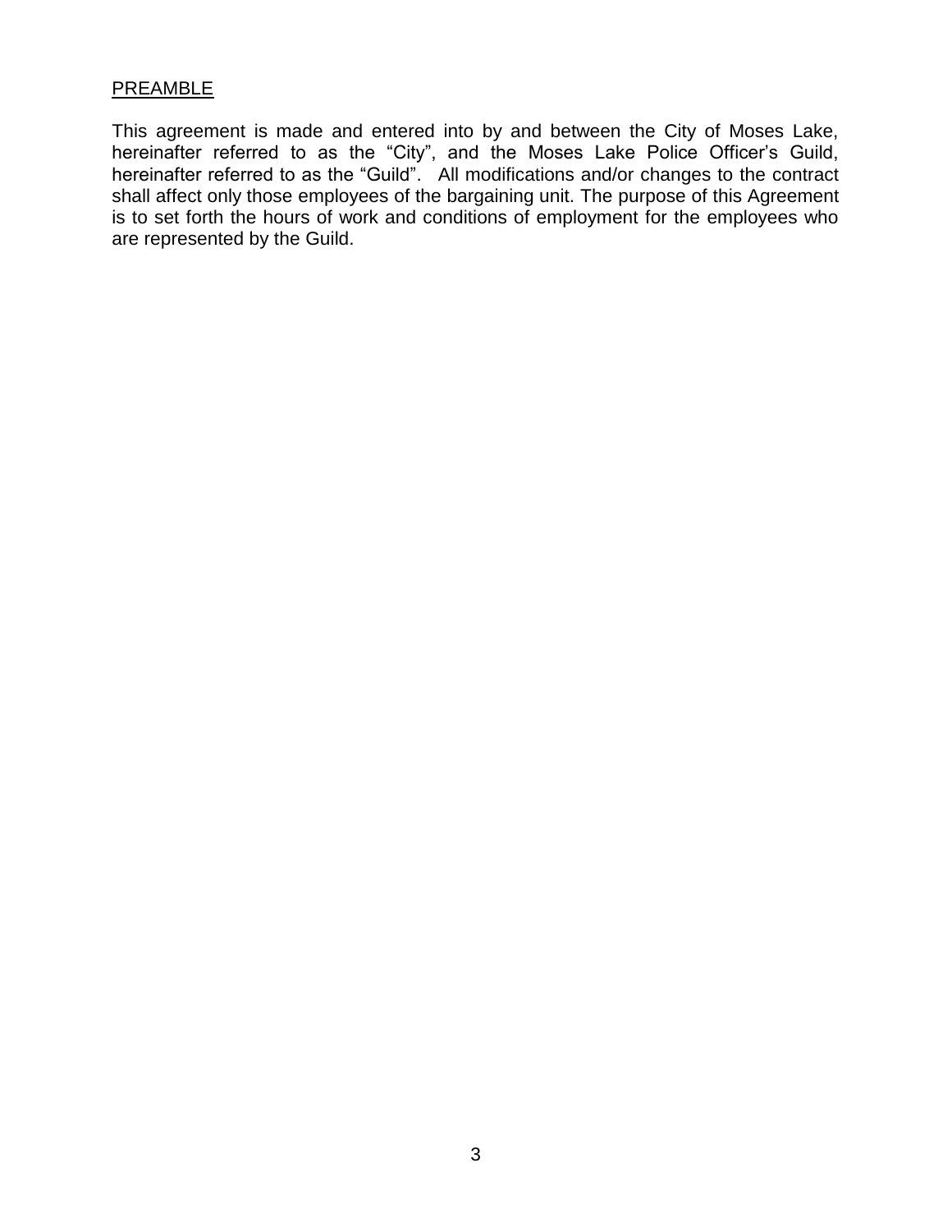## PREAMBLE

This agreement is made and entered into by and between the City of Moses Lake, hereinafter referred to as the “City”, and the Moses Lake Police Officer’s Guild, hereinafter referred to as the “Guild”. All modifications and/or changes to the contract shall affect only those employees of the bargaining unit. The purpose of this Agreement is to set forth the hours of work and conditions of employment for the employees who are represented by the Guild.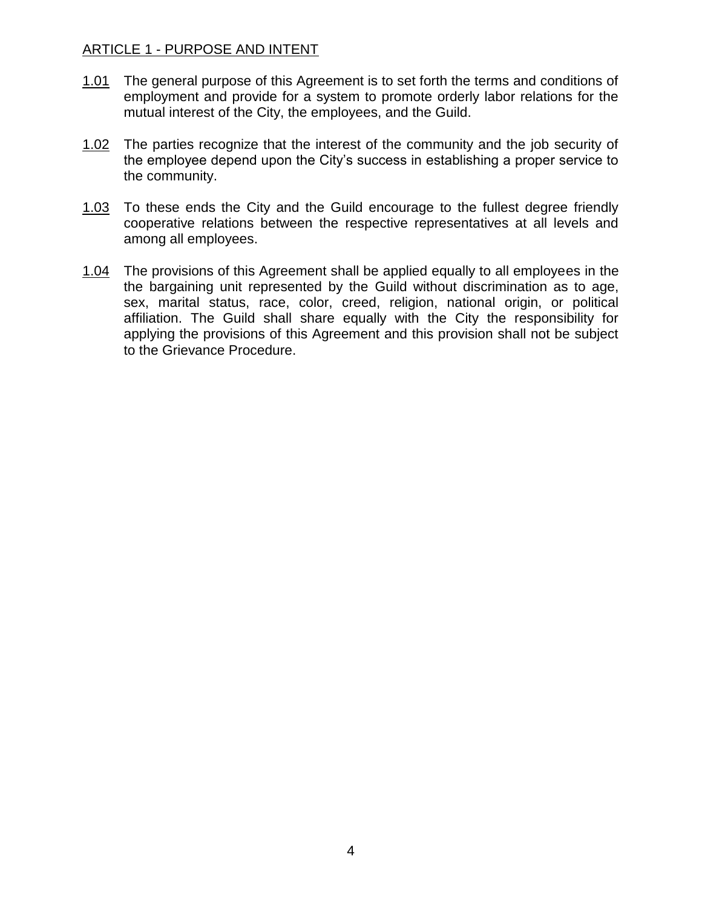## ARTICLE 1 - PURPOSE AND INTENT

1.01 The general purpose of this Agreement is to set forth the terms and conditions of employment and provide for a system to promote orderly labor relations for the mutual interest of the City, the employees, and the Guild.

1.02 The parties recognize that the interest of the community and the job security of the employee depend upon the City's success in establishing a proper service to the community.

1.03 To these ends the City and the Guild encourage to the fullest degree friendly cooperative relations between the respective representatives at all levels and among all employees.

1.04 The provisions of this Agreement shall be applied equally to all employees in the the bargaining unit represented by the Guild without discrimination as to age, sex, marital status, race, color, creed, religion, national origin, or political affiliation. The Guild shall share equally with the City the responsibility for applying the provisions of this Agreement and this provision shall not be subject to the Grievance Procedure.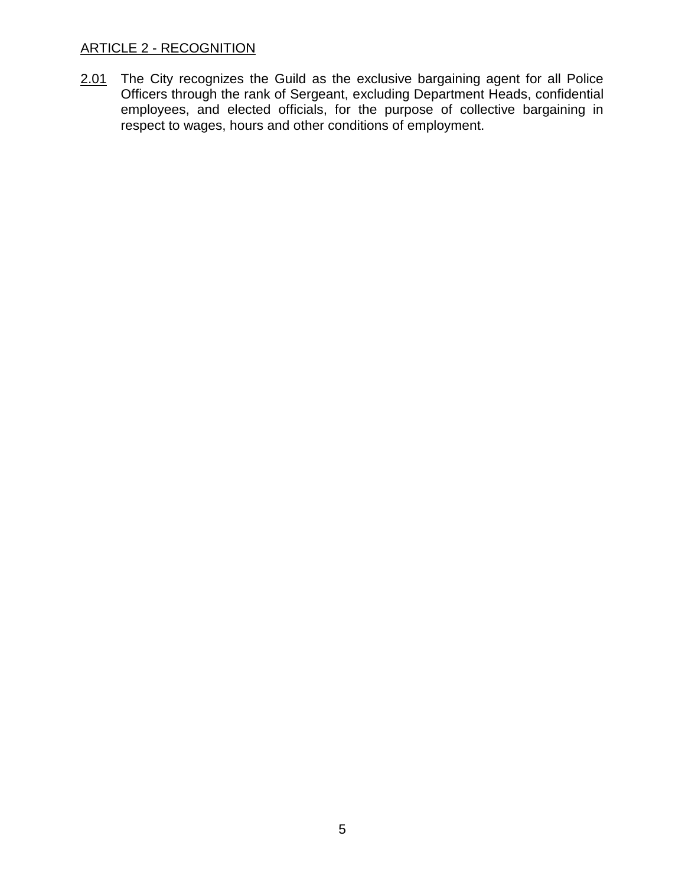## ARTICLE 2 - RECOGNITION

2.01 The City recognizes the Guild as the exclusive bargaining agent for all Police Officers through the rank of Sergeant, excluding Department Heads, confidential employees, and elected officials, for the purpose of collective bargaining in respect to wages, hours and other conditions of employment.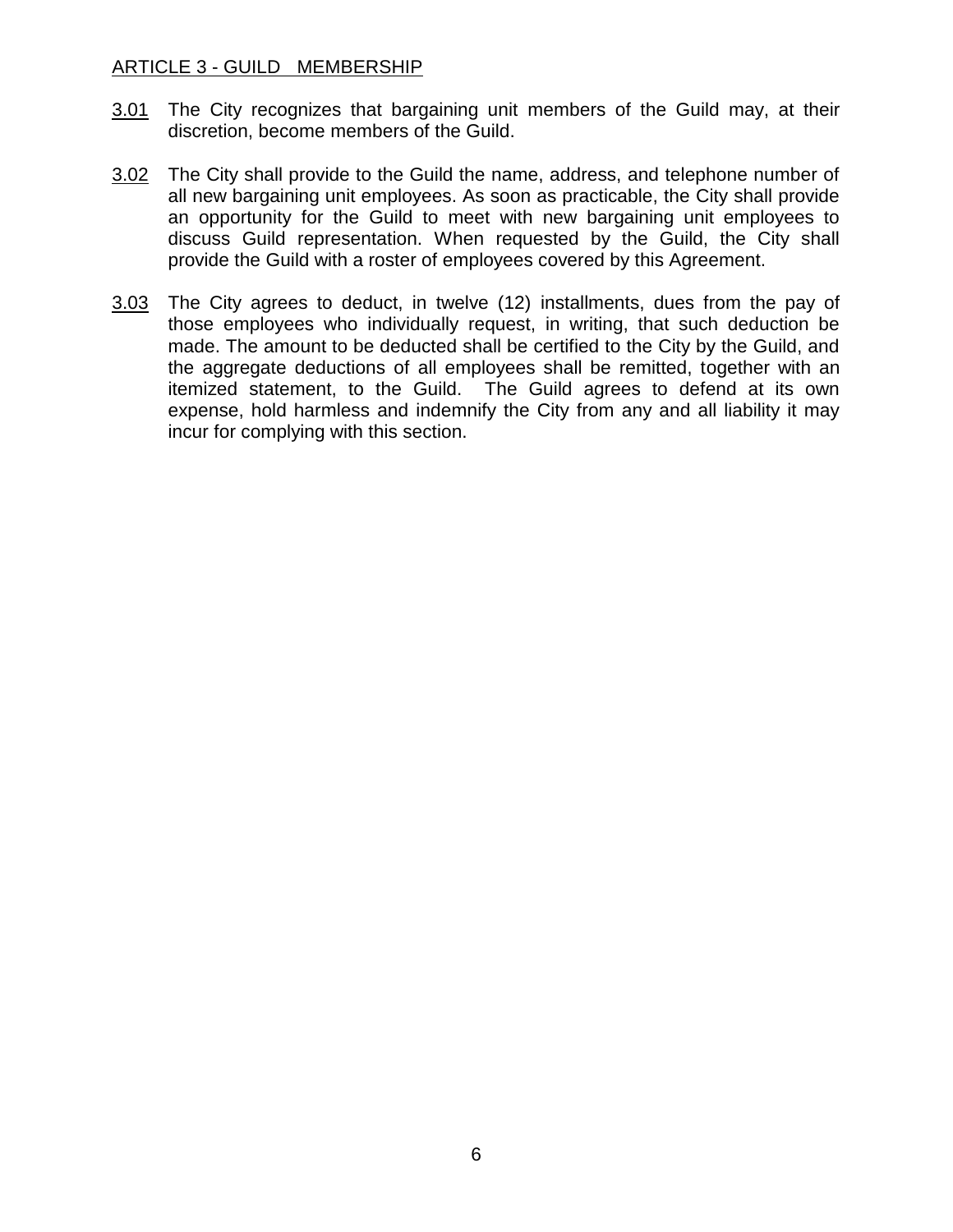## ARTICLE 3 - GUILD MEMBERSHIP

3.01 The City recognizes that bargaining unit members of the Guild may, at their discretion, become members of the Guild.

3.02 The City shall provide to the Guild the name, address, and telephone number of all new bargaining unit employees. As soon as practicable, the City shall provide an opportunity for the Guild to meet with new bargaining unit employees to discuss Guild representation. When requested by the Guild, the City shall provide the Guild with a roster of employees covered by this Agreement.

3.03 The City agrees to deduct, in twelve (12) installments, dues from the pay of those employees who individually request, in writing, that such deduction be made. The amount to be deducted shall be certified to the City by the Guild, and the aggregate deductions of all employees shall be remitted, together with an itemized statement, to the Guild. The Guild agrees to defend at its own expense, hold harmless and indemnify the City from any and all liability it may incur for complying with this section.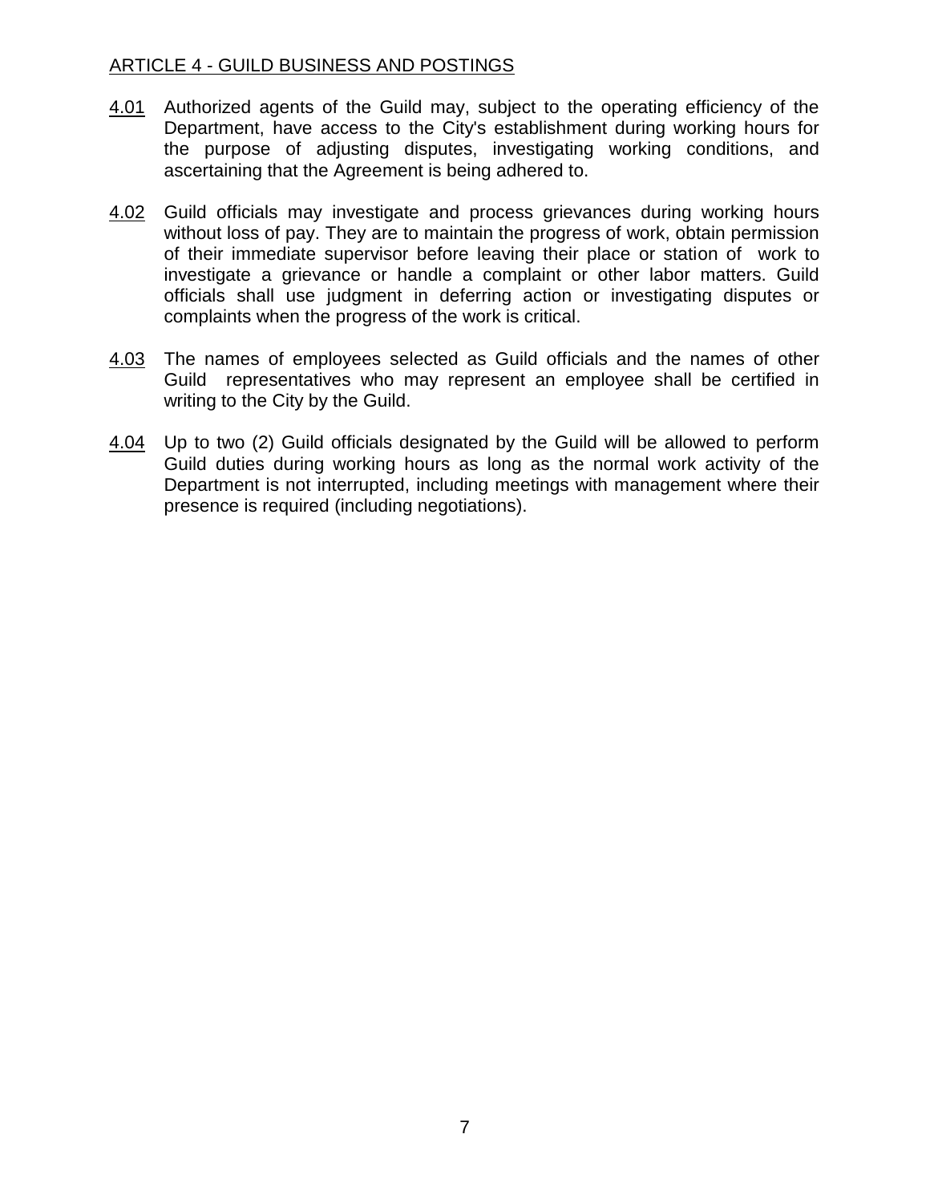## ARTICLE 4 - GUILD BUSINESS AND POSTINGS

4.01 Authorized agents of the Guild may, subject to the operating efficiency of the Department, have access to the City's establishment during working hours for the purpose of adjusting disputes, investigating working conditions, and ascertaining that the Agreement is being adhered to.

4.02 Guild officials may investigate and process grievances during working hours without loss of pay. They are to maintain the progress of work, obtain permission of their immediate supervisor before leaving their place or station of work to investigate a grievance or handle a complaint or other labor matters. Guild officials shall use judgment in deferring action or investigating disputes or complaints when the progress of the work is critical.

4.03 The names of employees selected as Guild officials and the names of other Guild representatives who may represent an employee shall be certified in writing to the City by the Guild.

4.04 Up to two (2) Guild officials designated by the Guild will be allowed to perform Guild duties during working hours as long as the normal work activity of the Department is not interrupted, including meetings with management where their presence is required (including negotiations).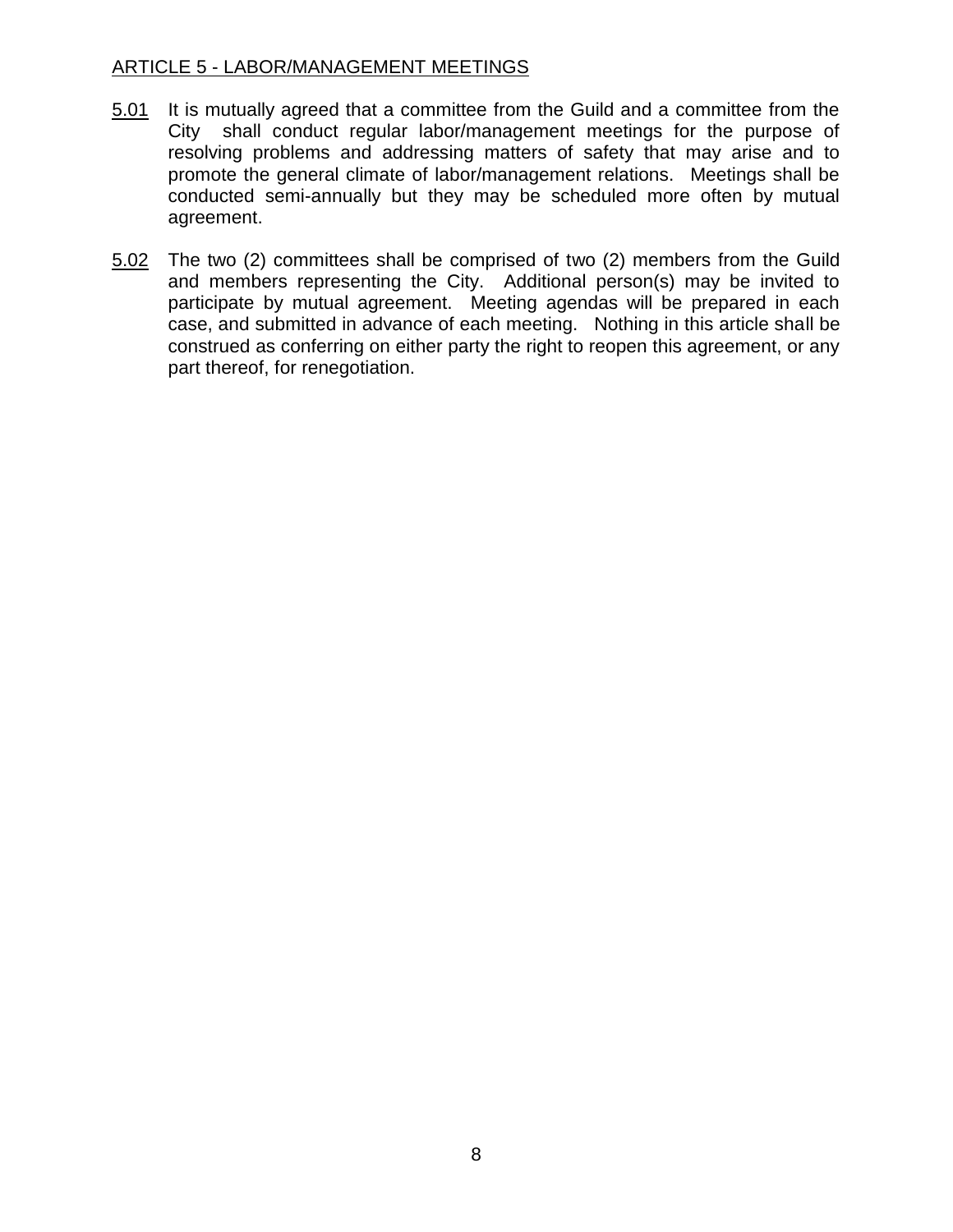## ARTICLE 5 - LABOR/MANAGEMENT MEETINGS

5.01 It is mutually agreed that a committee from the Guild and a committee from the City shall conduct regular labor/management meetings for the purpose of resolving problems and addressing matters of safety that may arise and to promote the general climate of labor/management relations. Meetings shall be conducted semi-annually but they may be scheduled more often by mutual agreement.

5.02 The two (2) committees shall be comprised of two (2) members from the Guild and members representing the City. Additional person(s) may be invited to participate by mutual agreement. Meeting agendas will be prepared in each case, and submitted in advance of each meeting. Nothing in this article shall be construed as conferring on either party the right to reopen this agreement, or any part thereof, for renegotiation.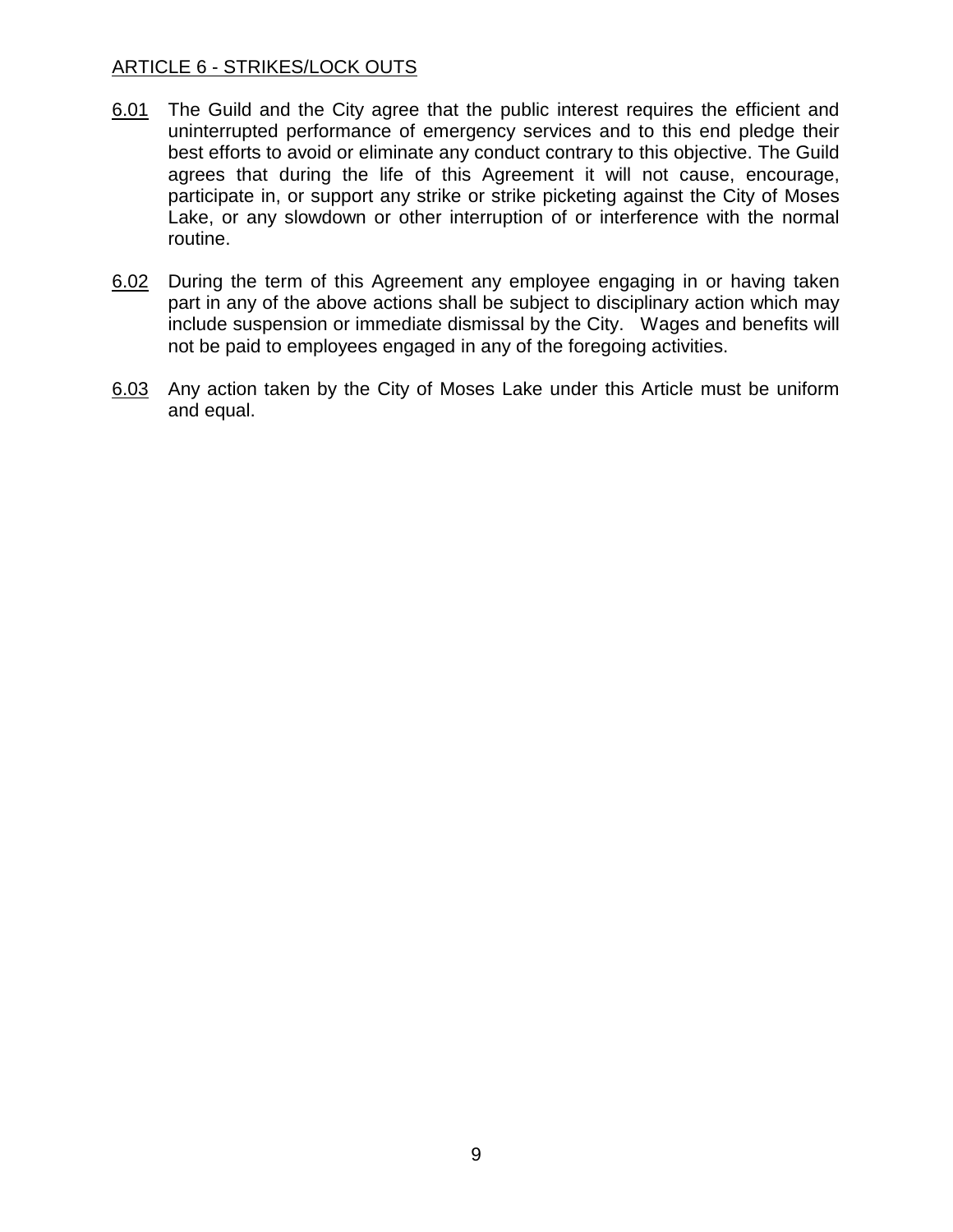## ARTICLE 6 - STRIKES/LOCK OUTS

6.01 The Guild and the City agree that the public interest requires the efficient and uninterrupted performance of emergency services and to this end pledge their best efforts to avoid or eliminate any conduct contrary to this objective. The Guild agrees that during the life of this Agreement it will not cause, encourage, participate in, or support any strike or strike picketing against the City of Moses Lake, or any slowdown or other interruption of or interference with the normal routine.

6.02 During the term of this Agreement any employee engaging in or having taken part in any of the above actions shall be subject to disciplinary action which may include suspension or immediate dismissal by the City. Wages and benefits will not be paid to employees engaged in any of the foregoing activities.

6.03 Any action taken by the City of Moses Lake under this Article must be uniform and equal.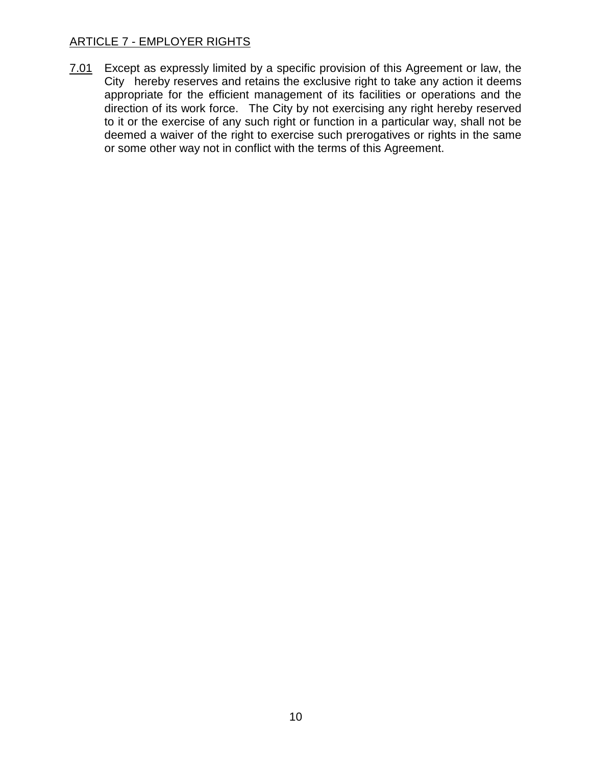## ARTICLE 7 - EMPLOYER RIGHTS

7.01 Except as expressly limited by a specific provision of this Agreement or law, the City hereby reserves and retains the exclusive right to take any action it deems appropriate for the efficient management of its facilities or operations and the direction of its work force. The City by not exercising any right hereby reserved to it or the exercise of any such right or function in a particular way, shall not be deemed a waiver of the right to exercise such prerogatives or rights in the same or some other way not in conflict with the terms of this Agreement.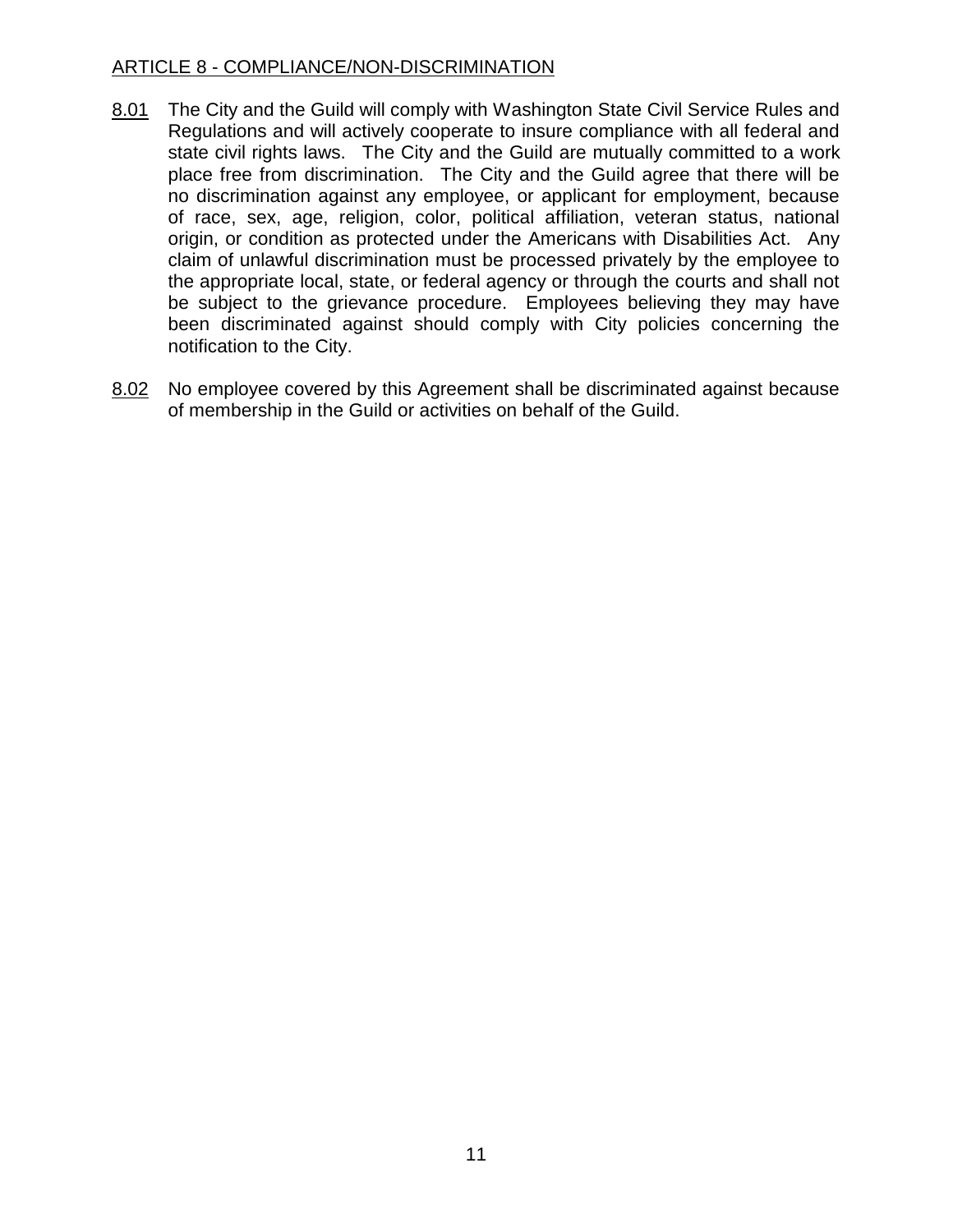## ARTICLE 8 - COMPLIANCE/NON-DISCRIMINATION

8.01 The City and the Guild will comply with Washington State Civil Service Rules and Regulations and will actively cooperate to insure compliance with all federal and state civil rights laws. The City and the Guild are mutually committed to a work place free from discrimination. The City and the Guild agree that there will be no discrimination against any employee, or applicant for employment, because of race, sex, age, religion, color, political affiliation, veteran status, national origin, or condition as protected under the Americans with Disabilities Act. Any claim of unlawful discrimination must be processed privately by the employee to the appropriate local, state, or federal agency or through the courts and shall not be subject to the grievance procedure. Employees believing they may have been discriminated against should comply with City policies concerning the notification to the City.

8.02 No employee covered by this Agreement shall be discriminated against because of membership in the Guild or activities on behalf of the Guild.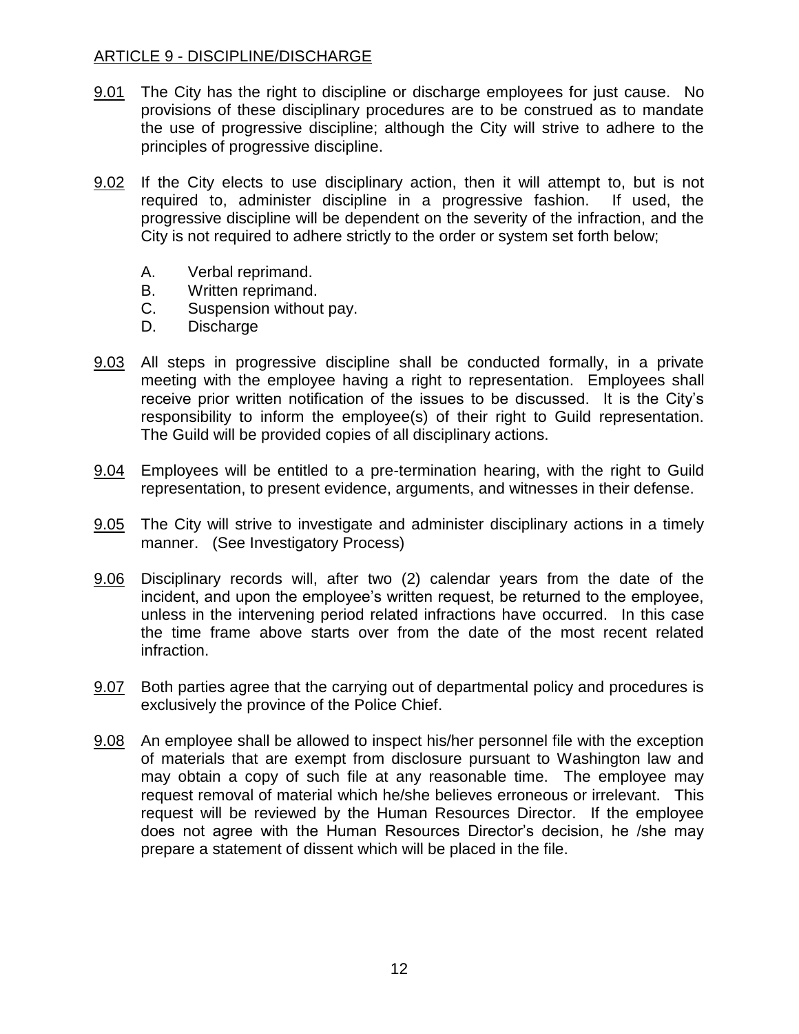## ARTICLE 9 - DISCIPLINE/DISCHARGE

9.01 The City has the right to discipline or discharge employees for just cause. No provisions of these disciplinary procedures are to be construed as to mandate the use of progressive discipline; although the City will strive to adhere to the principles of progressive discipline.

9.02 If the City elects to use disciplinary action, then it will attempt to, but is not required to, administer discipline in a progressive fashion. If used, the progressive discipline will be dependent on the severity of the infraction, and the City is not required to adhere strictly to the order or system set forth below;

- A. Verbal reprimand.
- B. Written reprimand.
- C. Suspension without pay.
- D. Discharge

9.03 All steps in progressive discipline shall be conducted formally, in a private meeting with the employee having a right to representation. Employees shall receive prior written notification of the issues to be discussed. It is the City's responsibility to inform the employee(s) of their right to Guild representation. The Guild will be provided copies of all disciplinary actions.

9.04 Employees will be entitled to a pre-termination hearing, with the right to Guild representation, to present evidence, arguments, and witnesses in their defense.

9.05 The City will strive to investigate and administer disciplinary actions in a timely manner. (See Investigatory Process)

9.06 Disciplinary records will, after two (2) calendar years from the date of the incident, and upon the employee's written request, be returned to the employee, unless in the intervening period related infractions have occurred. In this case the time frame above starts over from the date of the most recent related infraction.

9.07 Both parties agree that the carrying out of departmental policy and procedures is exclusively the province of the Police Chief.

9.08 An employee shall be allowed to inspect his/her personnel file with the exception of materials that are exempt from disclosure pursuant to Washington law and may obtain a copy of such file at any reasonable time. The employee may request removal of material which he/she believes erroneous or irrelevant. This request will be reviewed by the Human Resources Director. If the employee does not agree with the Human Resources Director's decision, he /she may prepare a statement of dissent which will be placed in the file.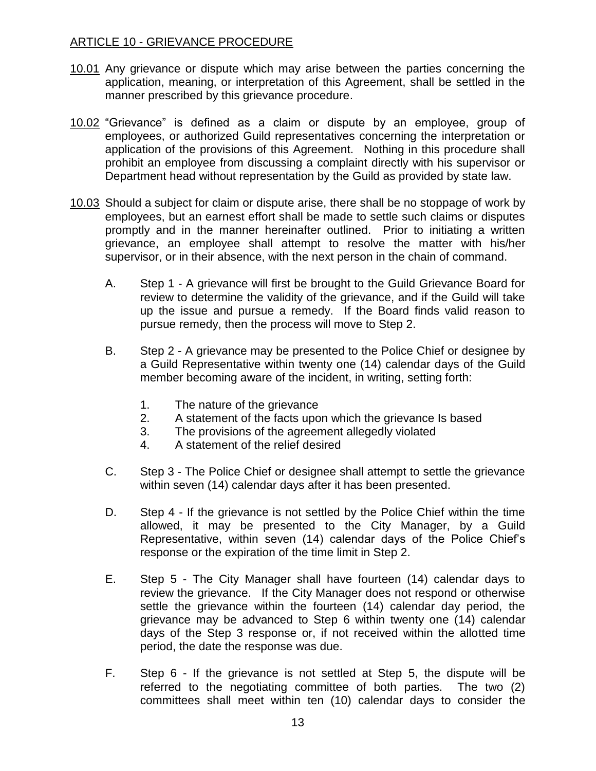## ARTICLE 10 - GRIEVANCE PROCEDURE

10.01 Any grievance or dispute which may arise between the parties concerning the application, meaning, or interpretation of this Agreement, shall be settled in the manner prescribed by this grievance procedure.

10.02 "Grievance" is defined as a claim or dispute by an employee, group of employees, or authorized Guild representatives concerning the interpretation or application of the provisions of this Agreement. Nothing in this procedure shall prohibit an employee from discussing a complaint directly with his supervisor or Department head without representation by the Guild as provided by state law.

10.03 Should a subject for claim or dispute arise, there shall be no stoppage of work by employees, but an earnest effort shall be made to settle such claims or disputes promptly and in the manner hereinafter outlined. Prior to initiating a written grievance, an employee shall attempt to resolve the matter with his/her supervisor, or in their absence, with the next person in the chain of command.

A. Step 1 - A grievance will first be brought to the Guild Grievance Board for review to determine the validity of the grievance, and if the Guild will take up the issue and pursue a remedy. If the Board finds valid reason to pursue remedy, then the process will move to Step 2.

B. Step 2 - A grievance may be presented to the Police Chief or designee by a Guild Representative within twenty one (14) calendar days of the Guild member becoming aware of the incident, in writing, setting forth:

1. The nature of the grievance
2. A statement of the facts upon which the grievance Is based
3. The provisions of the agreement allegedly violated
4. A statement of the relief desired

C. Step 3 - The Police Chief or designee shall attempt to settle the grievance within seven (14) calendar days after it has been presented.

D. Step 4 - If the grievance is not settled by the Police Chief within the time allowed, it may be presented to the City Manager, by a Guild Representative, within seven (14) calendar days of the Police Chief's response or the expiration of the time limit in Step 2.

E. Step 5 - The City Manager shall have fourteen (14) calendar days to review the grievance. If the City Manager does not respond or otherwise settle the grievance within the fourteen (14) calendar day period, the grievance may be advanced to Step 6 within twenty one (14) calendar days of the Step 3 response or, if not received within the allotted time period, the date the response was due.

F. Step 6 - If the grievance is not settled at Step 5, the dispute will be referred to the negotiating committee of both parties. The two (2) committees shall meet within ten (10) calendar days to consider the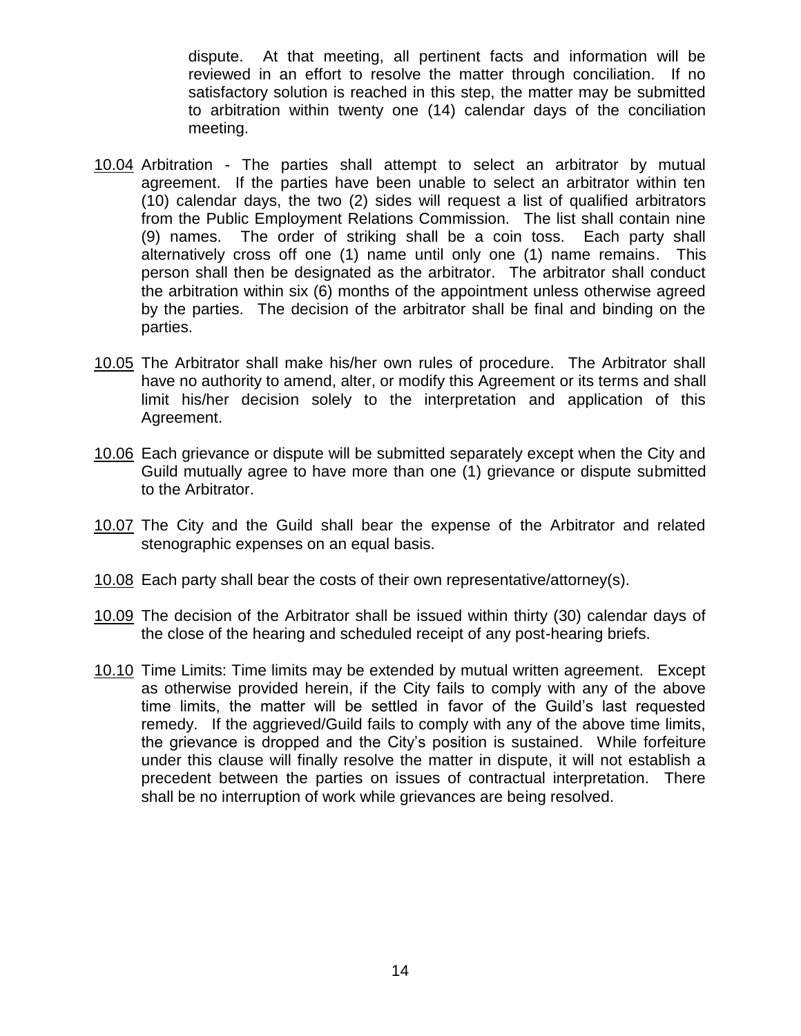dispute. At that meeting, all pertinent facts and information will be reviewed in an effort to resolve the matter through conciliation. If no satisfactory solution is reached in this step, the matter may be submitted to arbitration within twenty one (14) calendar days of the conciliation meeting.

10.04 Arbitration - The parties shall attempt to select an arbitrator by mutual agreement. If the parties have been unable to select an arbitrator within ten (10) calendar days, the two (2) sides will request a list of qualified arbitrators from the Public Employment Relations Commission. The list shall contain nine (9) names. The order of striking shall be a coin toss. Each party shall alternatively cross off one (1) name until only one (1) name remains. This person shall then be designated as the arbitrator. The arbitrator shall conduct the arbitration within six (6) months of the appointment unless otherwise agreed by the parties. The decision of the arbitrator shall be final and binding on the parties.

10.05 The Arbitrator shall make his/her own rules of procedure. The Arbitrator shall have no authority to amend, alter, or modify this Agreement or its terms and shall limit his/her decision solely to the interpretation and application of this Agreement.

10.06 Each grievance or dispute will be submitted separately except when the City and Guild mutually agree to have more than one (1) grievance or dispute submitted to the Arbitrator.

10.07 The City and the Guild shall bear the expense of the Arbitrator and related stenographic expenses on an equal basis.

10.08 Each party shall bear the costs of their own representative/attorney(s).

10.09 The decision of the Arbitrator shall be issued within thirty (30) calendar days of the close of the hearing and scheduled receipt of any post-hearing briefs.

10.10 Time Limits: Time limits may be extended by mutual written agreement. Except as otherwise provided herein, if the City fails to comply with any of the above time limits, the matter will be settled in favor of the Guild's last requested remedy. If the aggrieved/Guild fails to comply with any of the above time limits, the grievance is dropped and the City's position is sustained. While forfeiture under this clause will finally resolve the matter in dispute, it will not establish a precedent between the parties on issues of contractual interpretation. There shall be no interruption of work while grievances are being resolved.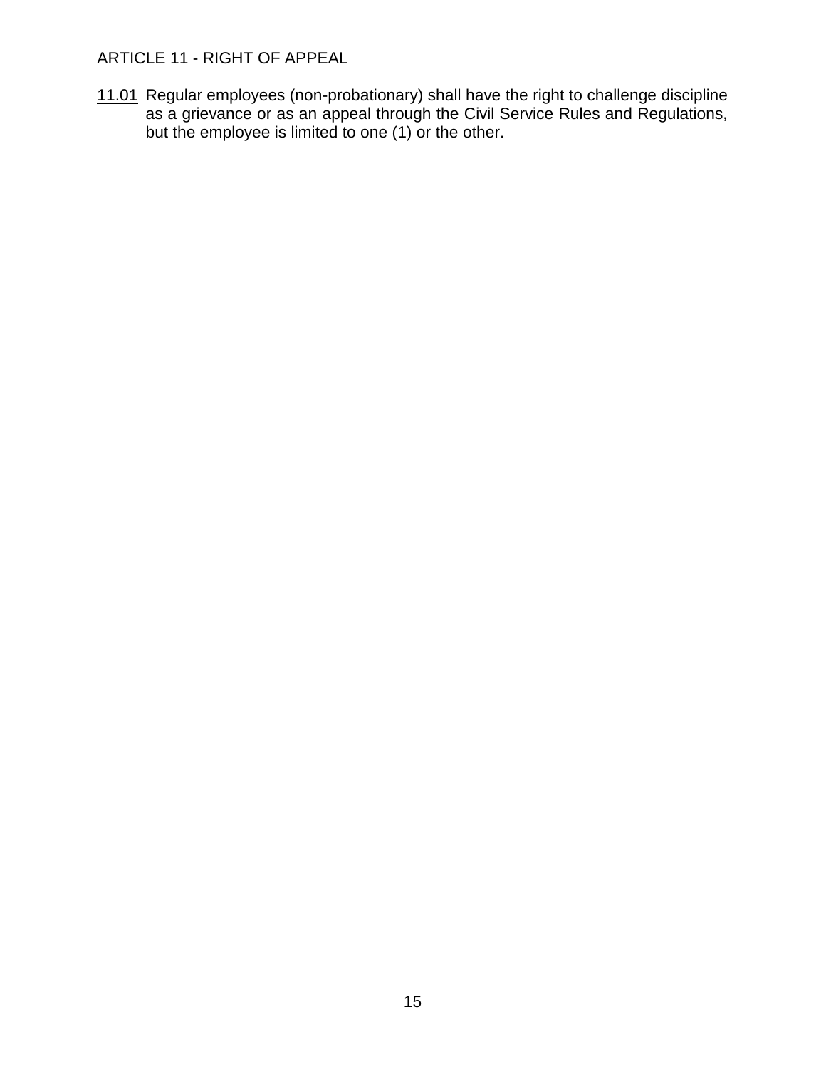## ARTICLE 11 - RIGHT OF APPEAL

11.01 Regular employees (non-probationary) shall have the right to challenge discipline as a grievance or as an appeal through the Civil Service Rules and Regulations, but the employee is limited to one (1) or the other.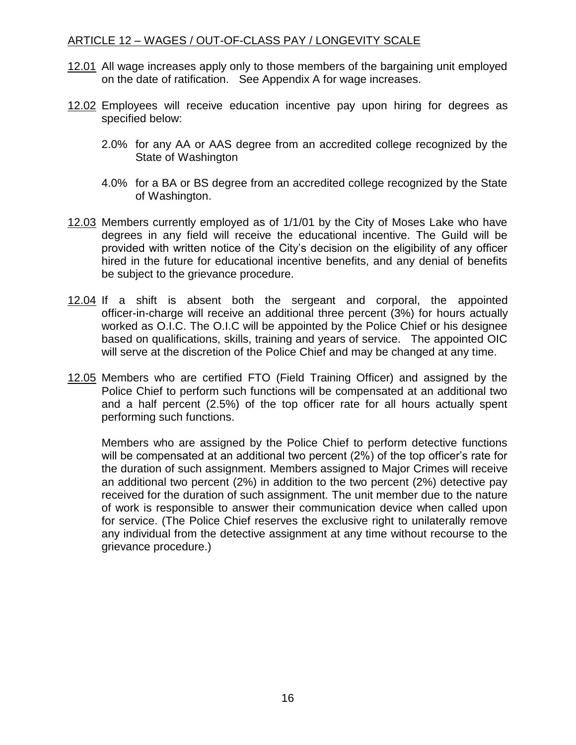## ARTICLE 12 – WAGES / OUT-OF-CLASS PAY / LONGEVITY SCALE

12.01 All wage increases apply only to those members of the bargaining unit employed on the date of ratification. See Appendix A for wage increases.

12.02 Employees will receive education incentive pay upon hiring for degrees as specified below:

2.0% for any AA or AAS degree from an accredited college recognized by the State of Washington

4.0% for a BA or BS degree from an accredited college recognized by the State of Washington.

12.03 Members currently employed as of 1/1/01 by the City of Moses Lake who have degrees in any field will receive the educational incentive. The Guild will be provided with written notice of the City's decision on the eligibility of any officer hired in the future for educational incentive benefits, and any denial of benefits be subject to the grievance procedure.

12.04 If a shift is absent both the sergeant and corporal, the appointed officer-in-charge will receive an additional three percent (3%) for hours actually worked as O.I.C. The O.I.C will be appointed by the Police Chief or his designee based on qualifications, skills, training and years of service. The appointed OIC will serve at the discretion of the Police Chief and may be changed at any time.

12.05 Members who are certified FTO (Field Training Officer) and assigned by the Police Chief to perform such functions will be compensated at an additional two and a half percent (2.5%) of the top officer rate for all hours actually spent performing such functions.

Members who are assigned by the Police Chief to perform detective functions will be compensated at an additional two percent (2%) of the top officer's rate for the duration of such assignment. Members assigned to Major Crimes will receive an additional two percent (2%) in addition to the two percent (2%) detective pay received for the duration of such assignment. The unit member due to the nature of work is responsible to answer their communication device when called upon for service. (The Police Chief reserves the exclusive right to unilaterally remove any individual from the detective assignment at any time without recourse to the grievance procedure.)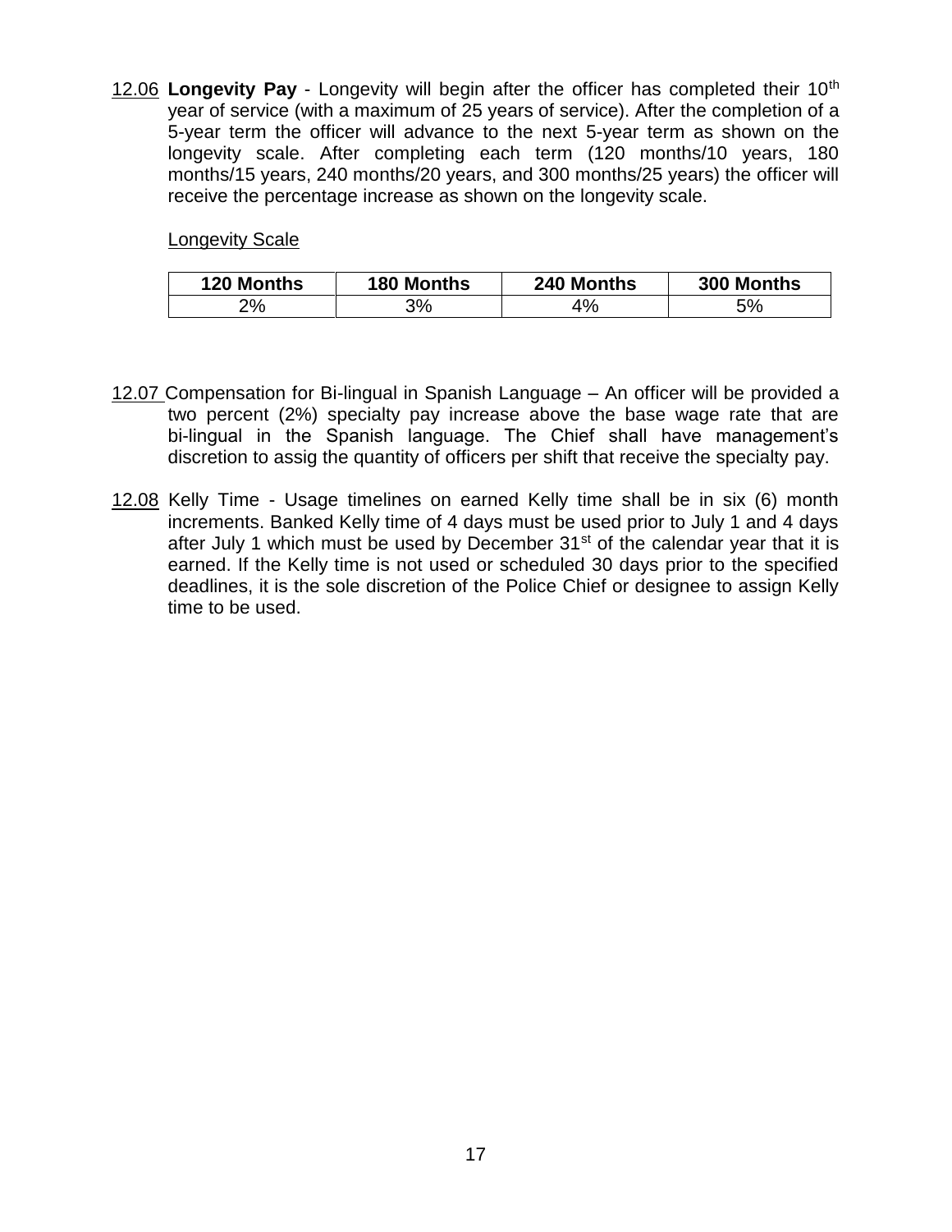12.06 **Longevity Pay** - Longevity will begin after the officer has completed their 10th year of service (with a maximum of 25 years of service). After the completion of a 5-year term the officer will advance to the next 5-year term as shown on the longevity scale. After completing each term (120 months/10 years, 180 months/15 years, 240 months/20 years, and 300 months/25 years) the officer will receive the percentage increase as shown on the longevity scale.

Longevity Scale

| 120 Months | 180 Months | 240 Months | 300 Months |
|---|---|---|---|
| 2% | 3% | 4% | 5% |

12.07 Compensation for Bi-lingual in Spanish Language – An officer will be provided a two percent (2%) specialty pay increase above the base wage rate that are bi-lingual in the Spanish language. The Chief shall have management's discretion to assig the quantity of officers per shift that receive the specialty pay.

12.08 Kelly Time - Usage timelines on earned Kelly time shall be in six (6) month increments. Banked Kelly time of 4 days must be used prior to July 1 and 4 days after July 1 which must be used by December 31st of the calendar year that it is earned. If the Kelly time is not used or scheduled 30 days prior to the specified deadlines, it is the sole discretion of the Police Chief or designee to assign Kelly time to be used.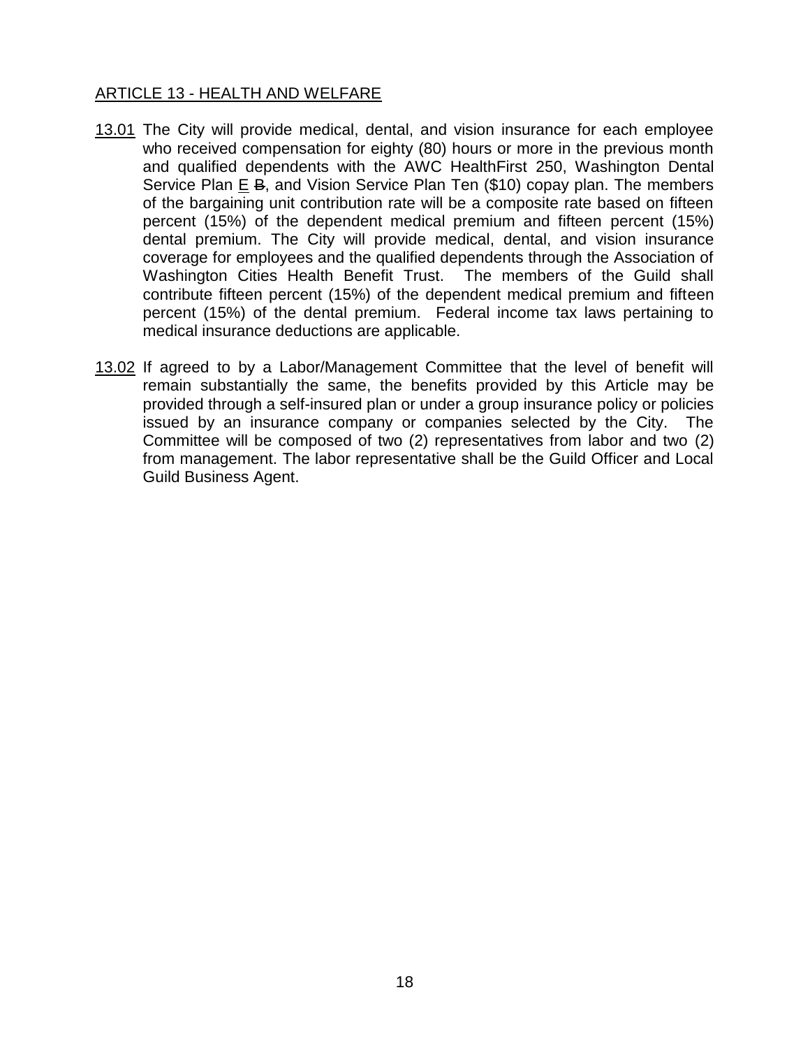## ARTICLE 13 - HEALTH AND WELFARE

13.01 The City will provide medical, dental, and vision insurance for each employee who received compensation for eighty (80) hours or more in the previous month and qualified dependents with the AWC HealthFirst 250, Washington Dental Service Plan E ~~B~~, and Vision Service Plan Ten ($10) copay plan. The members of the bargaining unit contribution rate will be a composite rate based on fifteen percent (15%) of the dependent medical premium and fifteen percent (15%) dental premium. The City will provide medical, dental, and vision insurance coverage for employees and the qualified dependents through the Association of Washington Cities Health Benefit Trust. The members of the Guild shall contribute fifteen percent (15%) of the dependent medical premium and fifteen percent (15%) of the dental premium. Federal income tax laws pertaining to medical insurance deductions are applicable.

13.02 If agreed to by a Labor/Management Committee that the level of benefit will remain substantially the same, the benefits provided by this Article may be provided through a self-insured plan or under a group insurance policy or policies issued by an insurance company or companies selected by the City. The Committee will be composed of two (2) representatives from labor and two (2) from management. The labor representative shall be the Guild Officer and Local Guild Business Agent.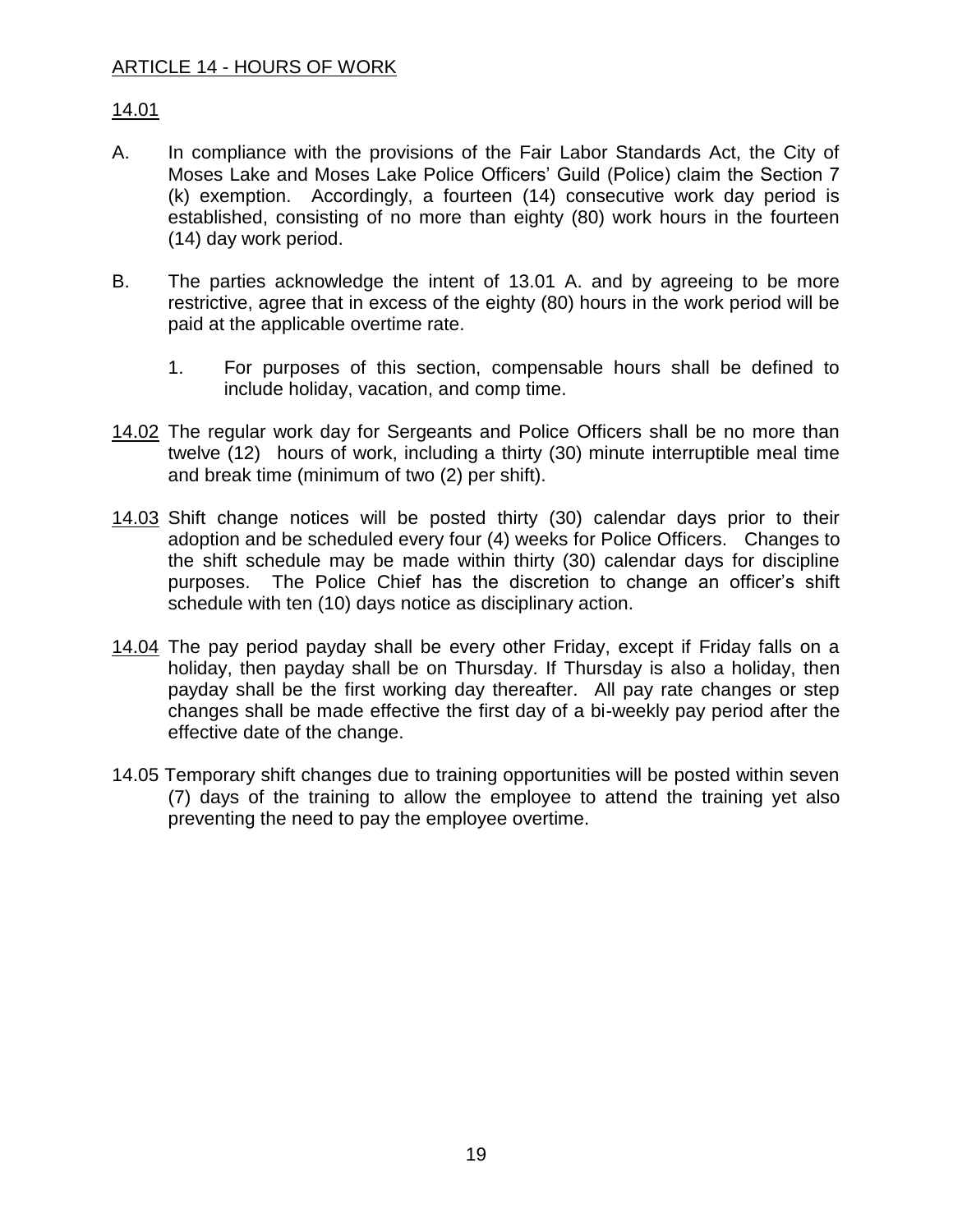## ARTICLE 14 - HOURS OF WORK

### 14.01

A. In compliance with the provisions of the Fair Labor Standards Act, the City of Moses Lake and Moses Lake Police Officers' Guild (Police) claim the Section 7 (k) exemption. Accordingly, a fourteen (14) consecutive work day period is established, consisting of no more than eighty (80) work hours in the fourteen (14) day work period.

B. The parties acknowledge the intent of 13.01 A. and by agreeing to be more restrictive, agree that in excess of the eighty (80) hours in the work period will be paid at the applicable overtime rate.

   1. For purposes of this section, compensable hours shall be defined to include holiday, vacation, and comp time.

14.02 The regular work day for Sergeants and Police Officers shall be no more than twelve (12) hours of work, including a thirty (30) minute interruptible meal time and break time (minimum of two (2) per shift).

14.03 Shift change notices will be posted thirty (30) calendar days prior to their adoption and be scheduled every four (4) weeks for Police Officers. Changes to the shift schedule may be made within thirty (30) calendar days for discipline purposes. The Police Chief has the discretion to change an officer's shift schedule with ten (10) days notice as disciplinary action.

14.04 The pay period payday shall be every other Friday, except if Friday falls on a holiday, then payday shall be on Thursday. If Thursday is also a holiday, then payday shall be the first working day thereafter. All pay rate changes or step changes shall be made effective the first day of a bi-weekly pay period after the effective date of the change.

14.05 Temporary shift changes due to training opportunities will be posted within seven (7) days of the training to allow the employee to attend the training yet also preventing the need to pay the employee overtime.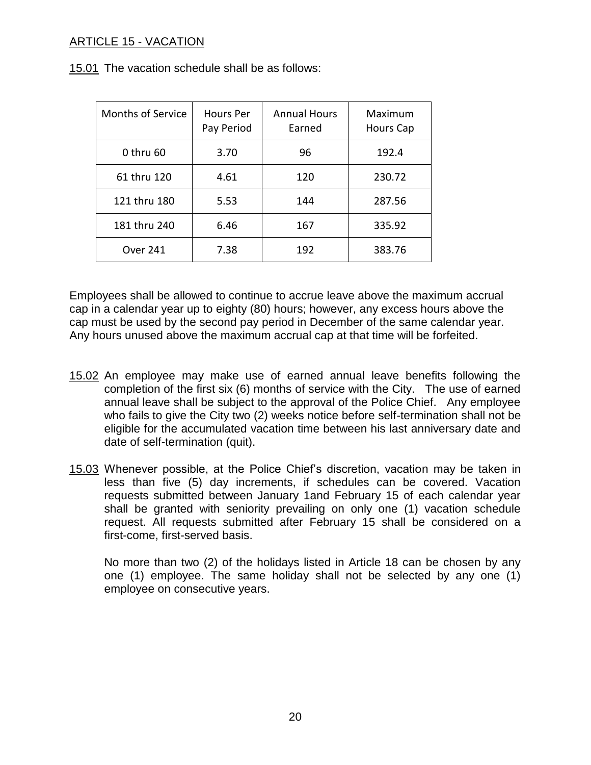## ARTICLE 15 - VACATION

15.01 The vacation schedule shall be as follows:

| Months of Service | Hours Per Pay Period | Annual Hours Earned | Maximum Hours Cap |
|---|---|---|---|
| 0 thru 60 | 3.70 | 96 | 192.4 |
| 61 thru 120 | 4.61 | 120 | 230.72 |
| 121 thru 180 | 5.53 | 144 | 287.56 |
| 181 thru 240 | 6.46 | 167 | 335.92 |
| Over 241 | 7.38 | 192 | 383.76 |

Employees shall be allowed to continue to accrue leave above the maximum accrual cap in a calendar year up to eighty (80) hours; however, any excess hours above the cap must be used by the second pay period in December of the same calendar year. Any hours unused above the maximum accrual cap at that time will be forfeited.

15.02 An employee may make use of earned annual leave benefits following the completion of the first six (6) months of service with the City. The use of earned annual leave shall be subject to the approval of the Police Chief. Any employee who fails to give the City two (2) weeks notice before self-termination shall not be eligible for the accumulated vacation time between his last anniversary date and date of self-termination (quit).

15.03 Whenever possible, at the Police Chief's discretion, vacation may be taken in less than five (5) day increments, if schedules can be covered. Vacation requests submitted between January 1and February 15 of each calendar year shall be granted with seniority prevailing on only one (1) vacation schedule request. All requests submitted after February 15 shall be considered on a first-come, first-served basis.

No more than two (2) of the holidays listed in Article 18 can be chosen by any one (1) employee. The same holiday shall not be selected by any one (1) employee on consecutive years.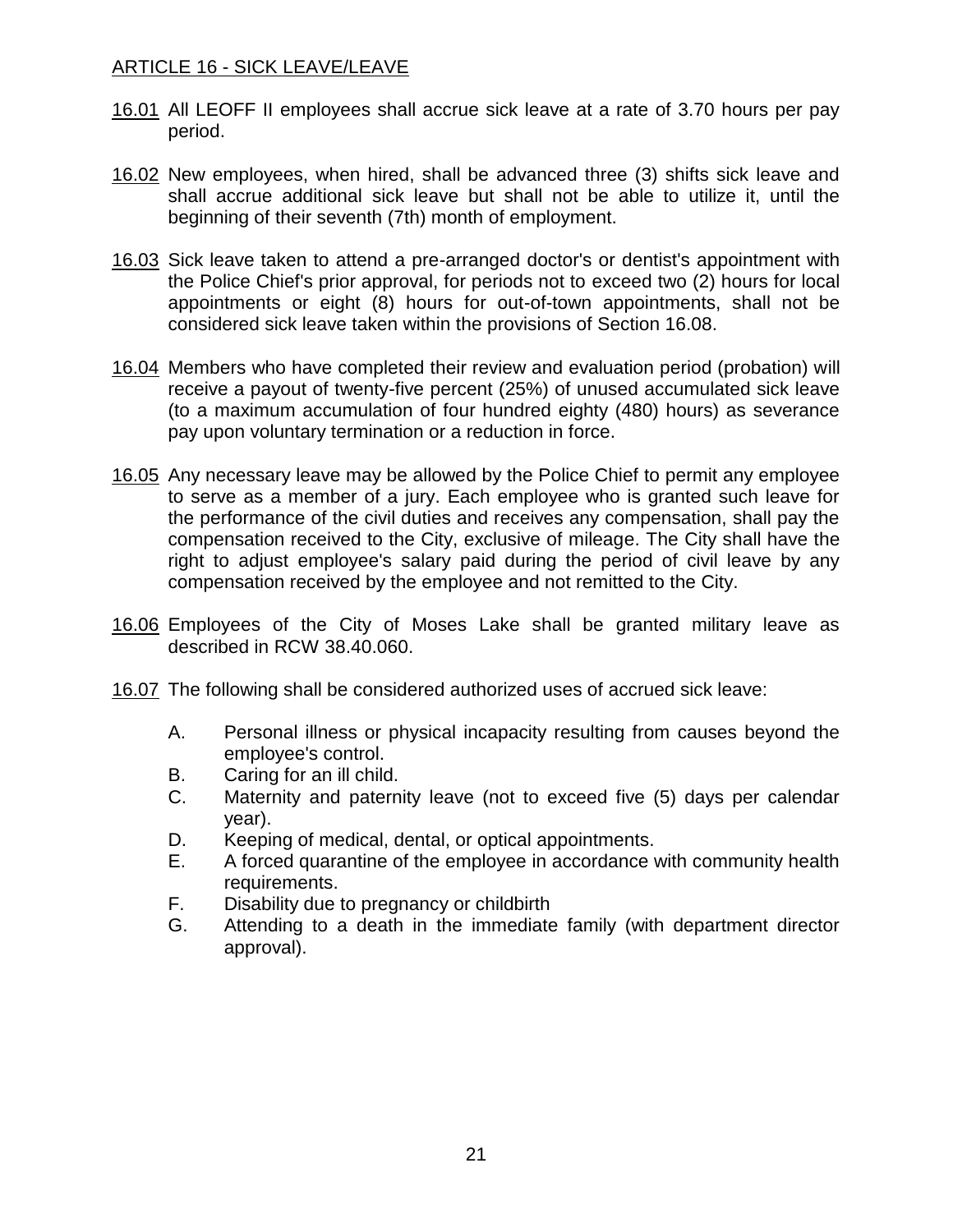## ARTICLE 16 - SICK LEAVE/LEAVE

16.01 All LEOFF II employees shall accrue sick leave at a rate of 3.70 hours per pay period.

16.02 New employees, when hired, shall be advanced three (3) shifts sick leave and shall accrue additional sick leave but shall not be able to utilize it, until the beginning of their seventh (7th) month of employment.

16.03 Sick leave taken to attend a pre-arranged doctor's or dentist's appointment with the Police Chief's prior approval, for periods not to exceed two (2) hours for local appointments or eight (8) hours for out-of-town appointments, shall not be considered sick leave taken within the provisions of Section 16.08.

16.04 Members who have completed their review and evaluation period (probation) will receive a payout of twenty-five percent (25%) of unused accumulated sick leave (to a maximum accumulation of four hundred eighty (480) hours) as severance pay upon voluntary termination or a reduction in force.

16.05 Any necessary leave may be allowed by the Police Chief to permit any employee to serve as a member of a jury. Each employee who is granted such leave for the performance of the civil duties and receives any compensation, shall pay the compensation received to the City, exclusive of mileage. The City shall have the right to adjust employee's salary paid during the period of civil leave by any compensation received by the employee and not remitted to the City.

16.06 Employees of the City of Moses Lake shall be granted military leave as described in RCW 38.40.060.

16.07 The following shall be considered authorized uses of accrued sick leave:

A. Personal illness or physical incapacity resulting from causes beyond the employee's control.
B. Caring for an ill child.
C. Maternity and paternity leave (not to exceed five (5) days per calendar year).
D. Keeping of medical, dental, or optical appointments.
E. A forced quarantine of the employee in accordance with community health requirements.
F. Disability due to pregnancy or childbirth
G. Attending to a death in the immediate family (with department director approval).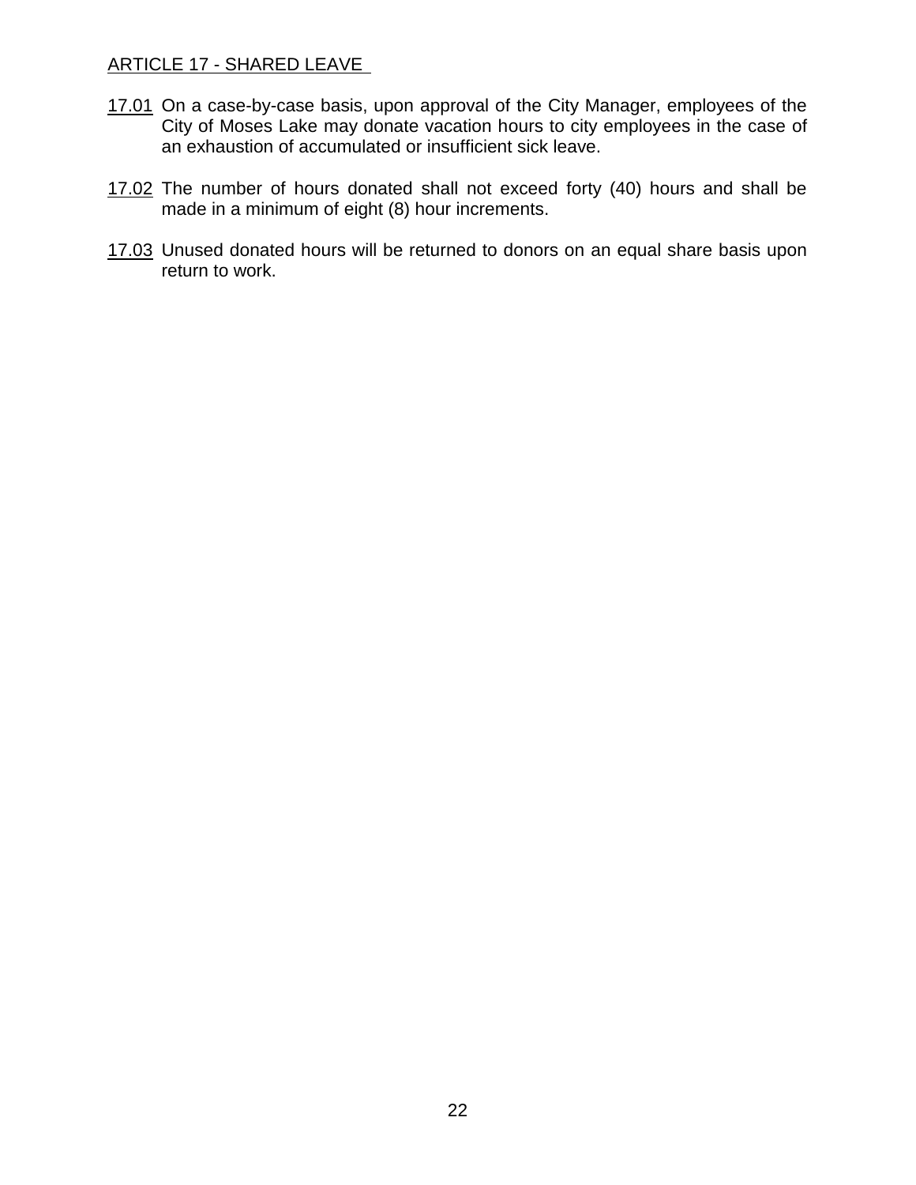## ARTICLE 17 - SHARED LEAVE

17.01 On a case-by-case basis, upon approval of the City Manager, employees of the City of Moses Lake may donate vacation hours to city employees in the case of an exhaustion of accumulated or insufficient sick leave.

17.02 The number of hours donated shall not exceed forty (40) hours and shall be made in a minimum of eight (8) hour increments.

17.03 Unused donated hours will be returned to donors on an equal share basis upon return to work.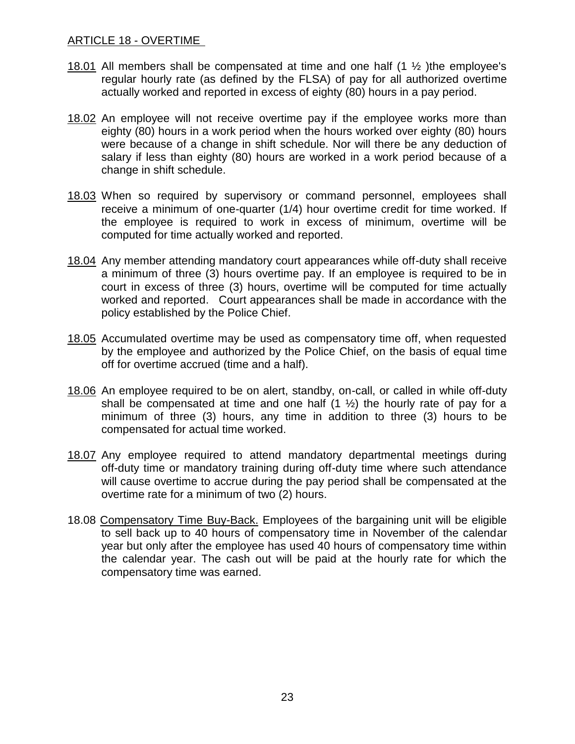## ARTICLE 18 - OVERTIME

18.01 All members shall be compensated at time and one half (1 ½ )the employee's regular hourly rate (as defined by the FLSA) of pay for all authorized overtime actually worked and reported in excess of eighty (80) hours in a pay period.

18.02 An employee will not receive overtime pay if the employee works more than eighty (80) hours in a work period when the hours worked over eighty (80) hours were because of a change in shift schedule. Nor will there be any deduction of salary if less than eighty (80) hours are worked in a work period because of a change in shift schedule.

18.03 When so required by supervisory or command personnel, employees shall receive a minimum of one-quarter (1/4) hour overtime credit for time worked. If the employee is required to work in excess of minimum, overtime will be computed for time actually worked and reported.

18.04 Any member attending mandatory court appearances while off-duty shall receive a minimum of three (3) hours overtime pay. If an employee is required to be in court in excess of three (3) hours, overtime will be computed for time actually worked and reported. Court appearances shall be made in accordance with the policy established by the Police Chief.

18.05 Accumulated overtime may be used as compensatory time off, when requested by the employee and authorized by the Police Chief, on the basis of equal time off for overtime accrued (time and a half).

18.06 An employee required to be on alert, standby, on-call, or called in while off-duty shall be compensated at time and one half (1 ½) the hourly rate of pay for a minimum of three (3) hours, any time in addition to three (3) hours to be compensated for actual time worked.

18.07 Any employee required to attend mandatory departmental meetings during off-duty time or mandatory training during off-duty time where such attendance will cause overtime to accrue during the pay period shall be compensated at the overtime rate for a minimum of two (2) hours.

18.08 Compensatory Time Buy-Back. Employees of the bargaining unit will be eligible to sell back up to 40 hours of compensatory time in November of the calendar year but only after the employee has used 40 hours of compensatory time within the calendar year. The cash out will be paid at the hourly rate for which the compensatory time was earned.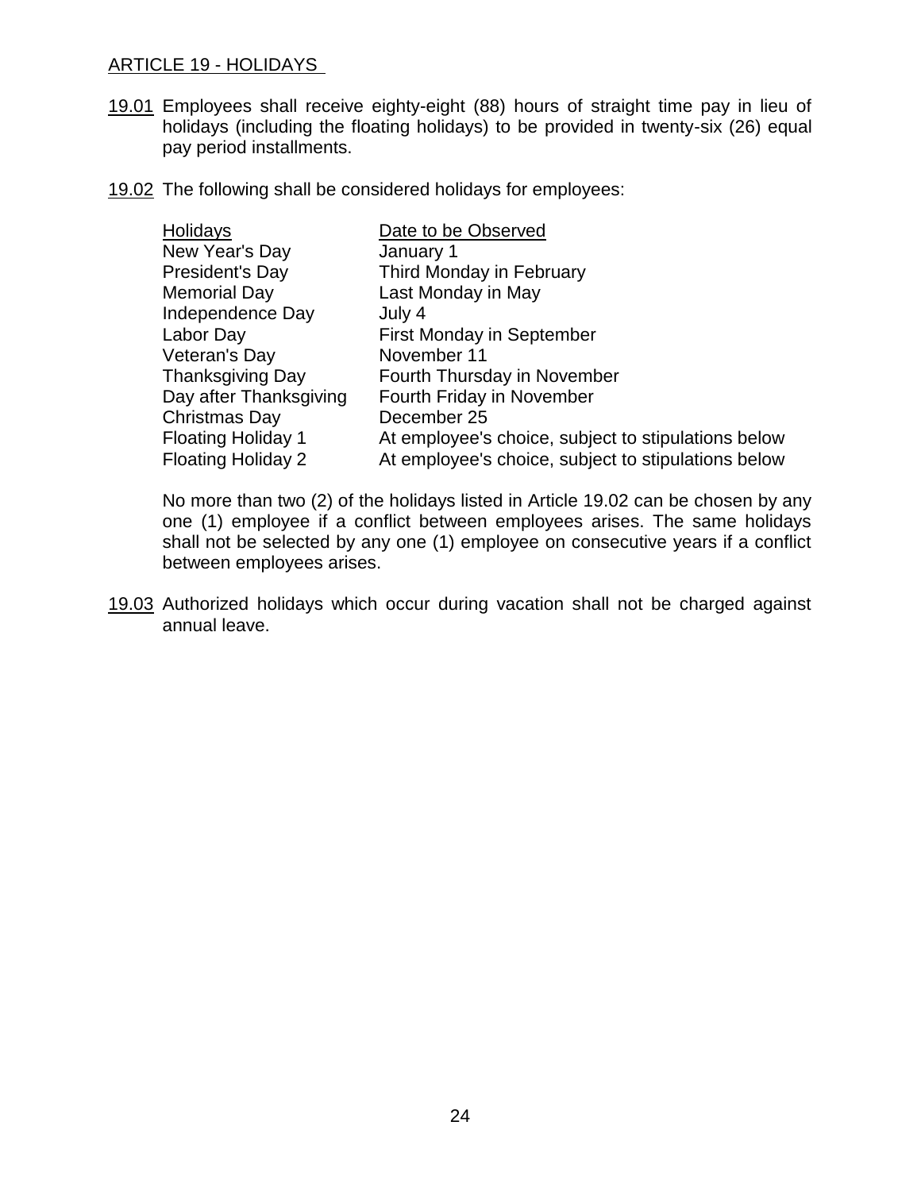## ARTICLE 19 - HOLIDAYS

19.01 Employees shall receive eighty-eight (88) hours of straight time pay in lieu of holidays (including the floating holidays) to be provided in twenty-six (26) equal pay period installments.

19.02 The following shall be considered holidays for employees:

| Holidays | Date to be Observed |
|---|---|
| New Year's Day | January 1 |
| President's Day | Third Monday in February |
| Memorial Day | Last Monday in May |
| Independence Day | July 4 |
| Labor Day | First Monday in September |
| Veteran's Day | November 11 |
| Thanksgiving Day | Fourth Thursday in November |
| Day after Thanksgiving | Fourth Friday in November |
| Christmas Day | December 25 |
| Floating Holiday 1 | At employee's choice, subject to stipulations below |
| Floating Holiday 2 | At employee's choice, subject to stipulations below |

No more than two (2) of the holidays listed in Article 19.02 can be chosen by any one (1) employee if a conflict between employees arises. The same holidays shall not be selected by any one (1) employee on consecutive years if a conflict between employees arises.

19.03 Authorized holidays which occur during vacation shall not be charged against annual leave.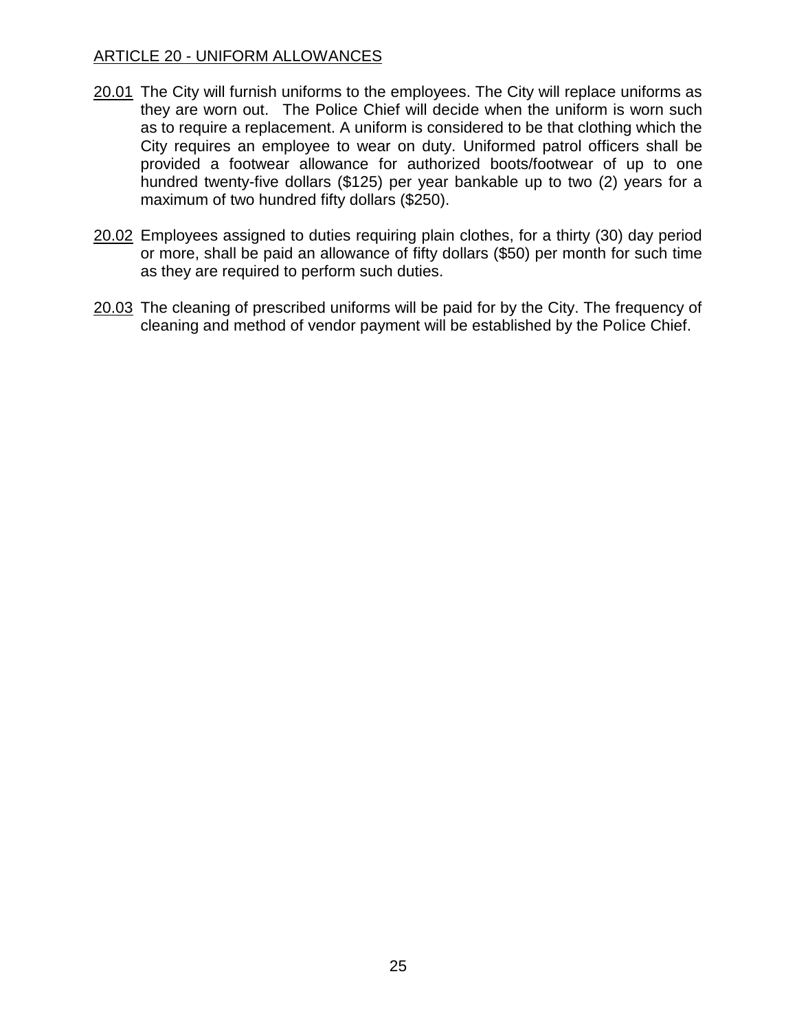## ARTICLE 20 - UNIFORM ALLOWANCES

20.01 The City will furnish uniforms to the employees. The City will replace uniforms as they are worn out. The Police Chief will decide when the uniform is worn such as to require a replacement. A uniform is considered to be that clothing which the City requires an employee to wear on duty. Uniformed patrol officers shall be provided a footwear allowance for authorized boots/footwear of up to one hundred twenty-five dollars ($125) per year bankable up to two (2) years for a maximum of two hundred fifty dollars ($250).

20.02 Employees assigned to duties requiring plain clothes, for a thirty (30) day period or more, shall be paid an allowance of fifty dollars ($50) per month for such time as they are required to perform such duties.

20.03 The cleaning of prescribed uniforms will be paid for by the City. The frequency of cleaning and method of vendor payment will be established by the Police Chief.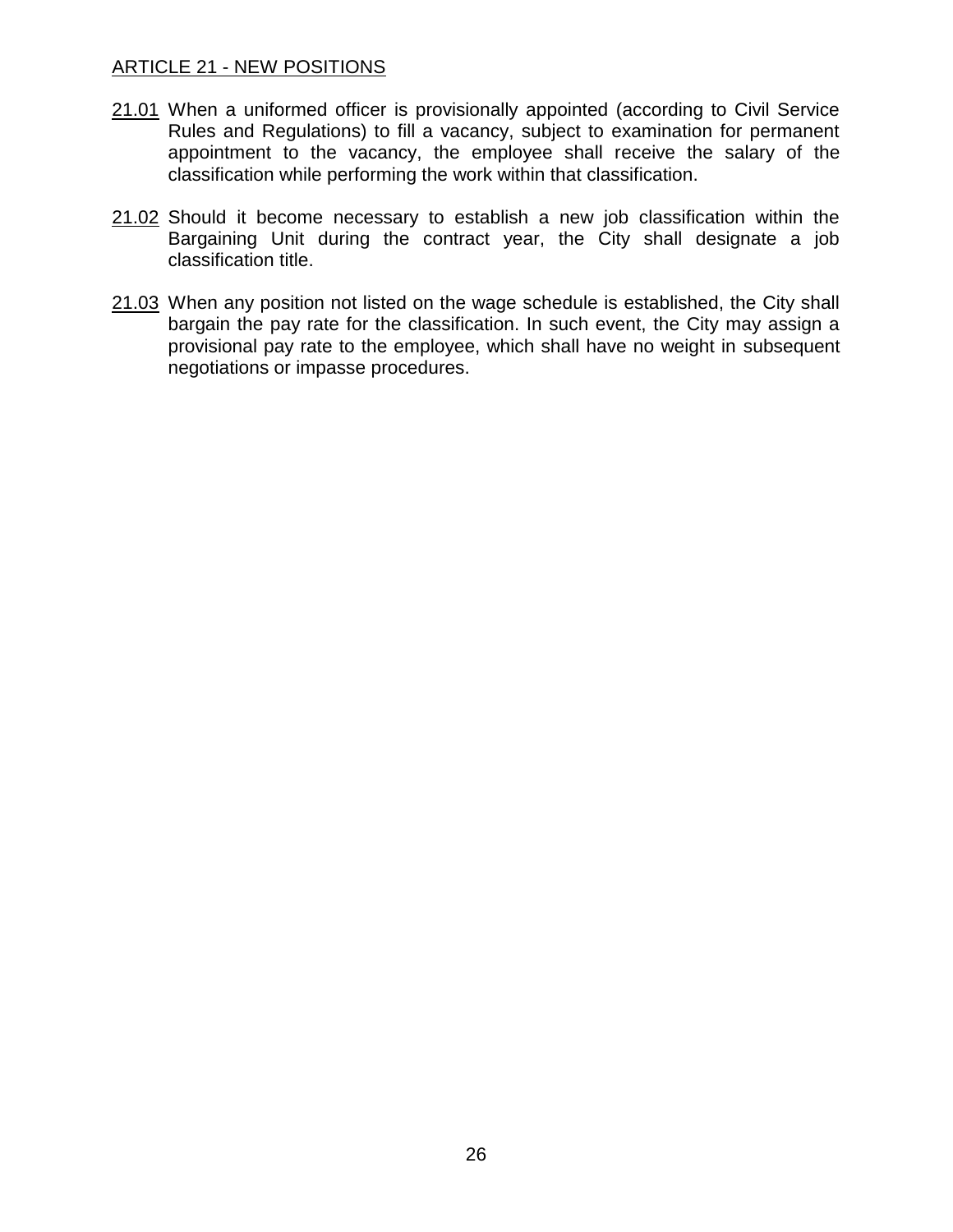## ARTICLE 21 - NEW POSITIONS

21.01 When a uniformed officer is provisionally appointed (according to Civil Service Rules and Regulations) to fill a vacancy, subject to examination for permanent appointment to the vacancy, the employee shall receive the salary of the classification while performing the work within that classification.

21.02 Should it become necessary to establish a new job classification within the Bargaining Unit during the contract year, the City shall designate a job classification title.

21.03 When any position not listed on the wage schedule is established, the City shall bargain the pay rate for the classification. In such event, the City may assign a provisional pay rate to the employee, which shall have no weight in subsequent negotiations or impasse procedures.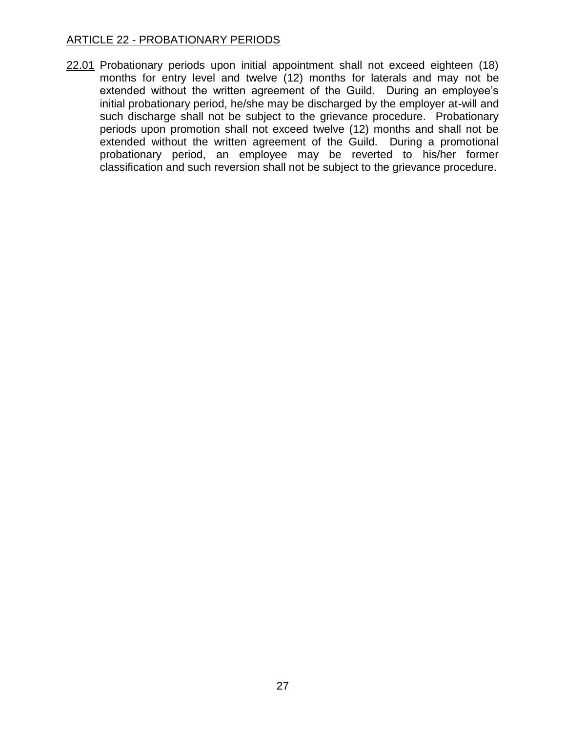## ARTICLE 22 - PROBATIONARY PERIODS

22.01 Probationary periods upon initial appointment shall not exceed eighteen (18) months for entry level and twelve (12) months for laterals and may not be extended without the written agreement of the Guild. During an employee's initial probationary period, he/she may be discharged by the employer at-will and such discharge shall not be subject to the grievance procedure. Probationary periods upon promotion shall not exceed twelve (12) months and shall not be extended without the written agreement of the Guild. During a promotional probationary period, an employee may be reverted to his/her former classification and such reversion shall not be subject to the grievance procedure.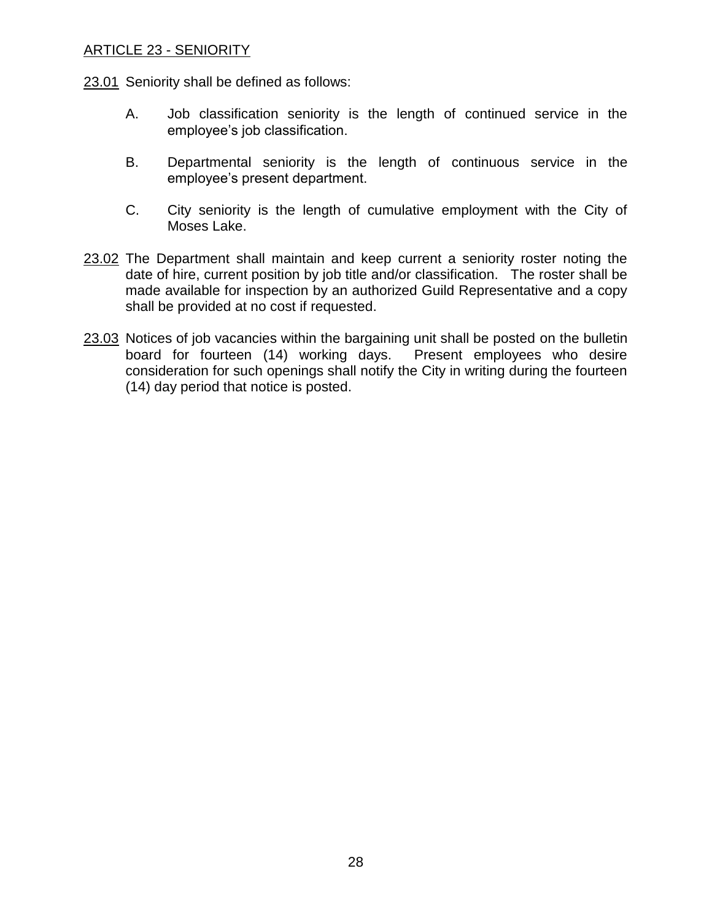## ARTICLE 23 - SENIORITY

23.01 Seniority shall be defined as follows:

A. Job classification seniority is the length of continued service in the employee's job classification.

B. Departmental seniority is the length of continuous service in the employee's present department.

C. City seniority is the length of cumulative employment with the City of Moses Lake.

23.02 The Department shall maintain and keep current a seniority roster noting the date of hire, current position by job title and/or classification. The roster shall be made available for inspection by an authorized Guild Representative and a copy shall be provided at no cost if requested.

23.03 Notices of job vacancies within the bargaining unit shall be posted on the bulletin board for fourteen (14) working days. Present employees who desire consideration for such openings shall notify the City in writing during the fourteen (14) day period that notice is posted.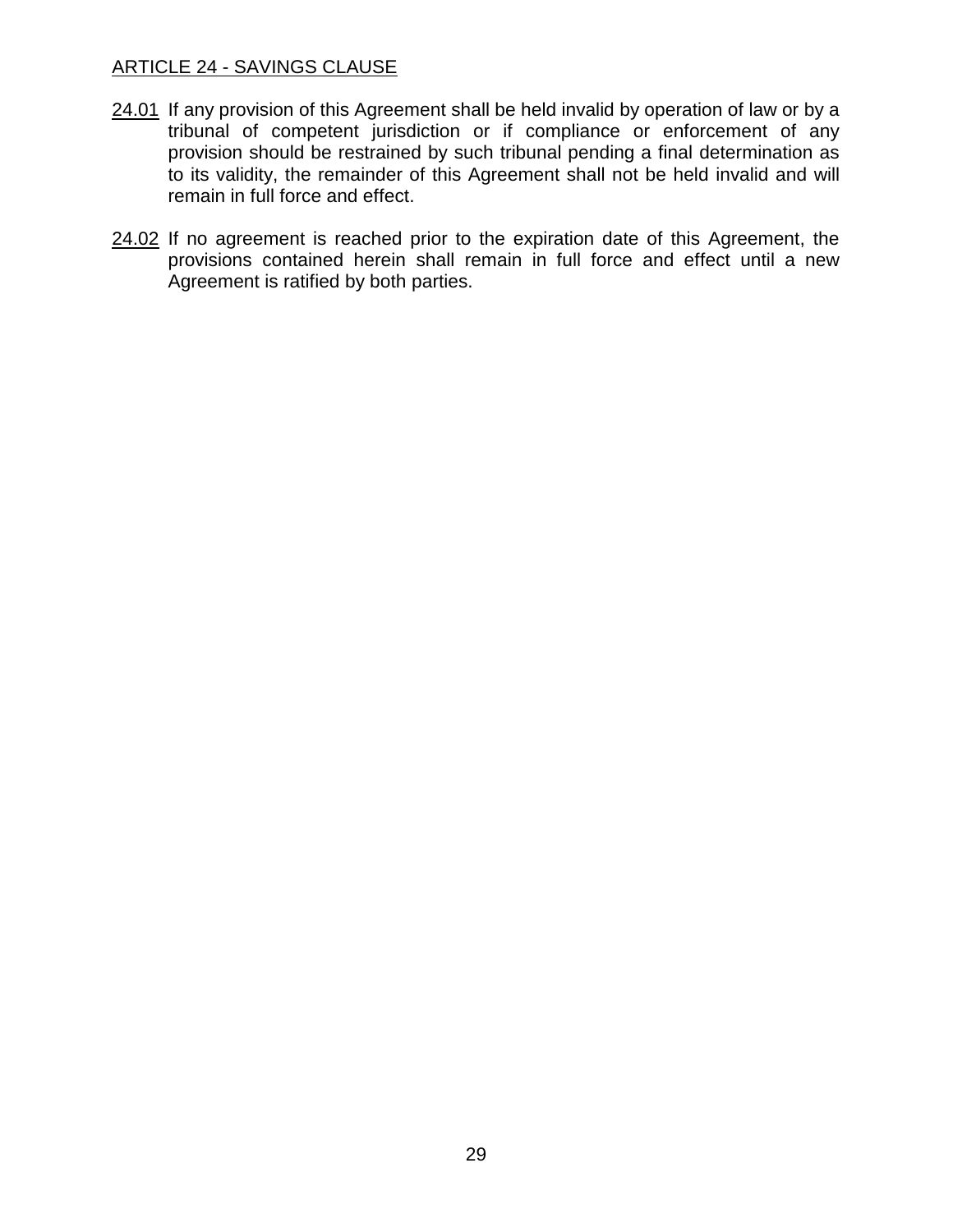## ARTICLE 24 - SAVINGS CLAUSE

24.01 If any provision of this Agreement shall be held invalid by operation of law or by a tribunal of competent jurisdiction or if compliance or enforcement of any provision should be restrained by such tribunal pending a final determination as to its validity, the remainder of this Agreement shall not be held invalid and will remain in full force and effect.

24.02 If no agreement is reached prior to the expiration date of this Agreement, the provisions contained herein shall remain in full force and effect until a new Agreement is ratified by both parties.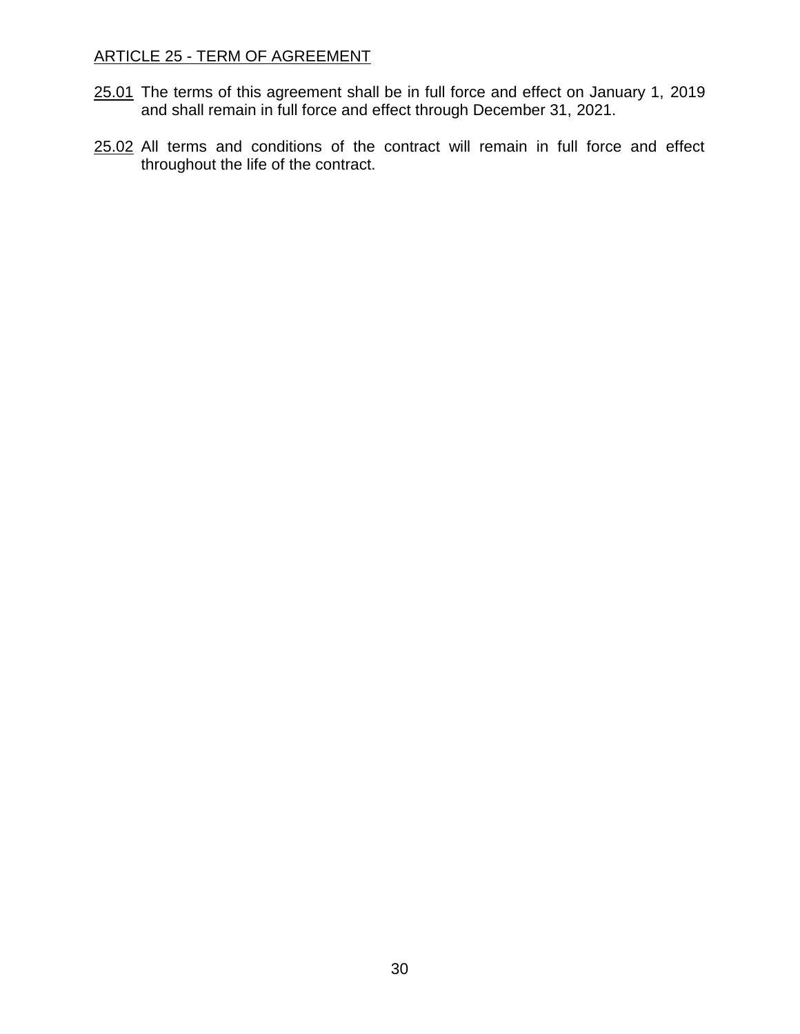## ARTICLE 25 - TERM OF AGREEMENT

25.01 The terms of this agreement shall be in full force and effect on January 1, 2019 and shall remain in full force and effect through December 31, 2021.

25.02 All terms and conditions of the contract will remain in full force and effect throughout the life of the contract.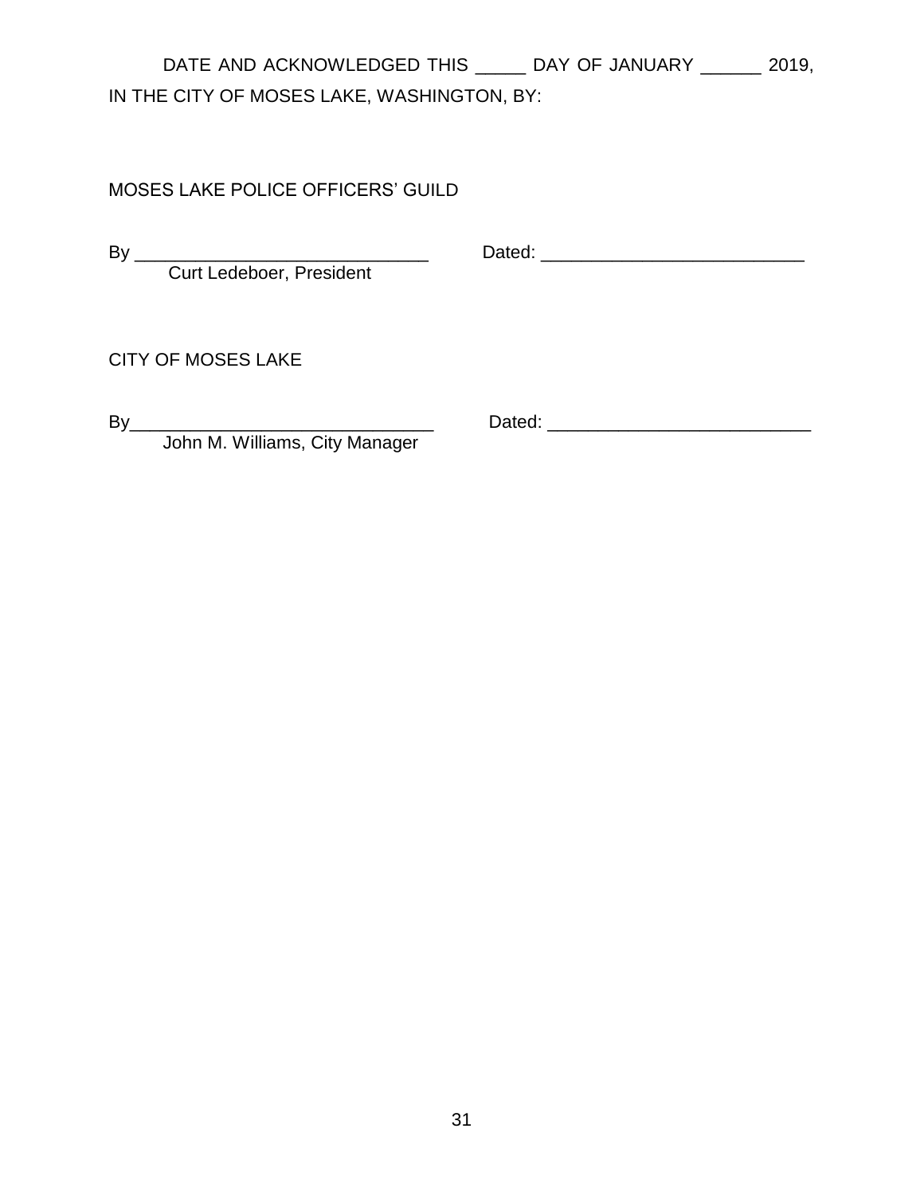DATE AND ACKNOWLEDGED THIS _____ DAY OF JANUARY ______ 2019, IN THE CITY OF MOSES LAKE, WASHINGTON, BY:

MOSES LAKE POLICE OFFICERS' GUILD

By _______________________________ Dated: ___________________________
Curt Ledeboer, President

CITY OF MOSES LAKE

By_______________________________ Dated: ___________________________
John M. Williams, City Manager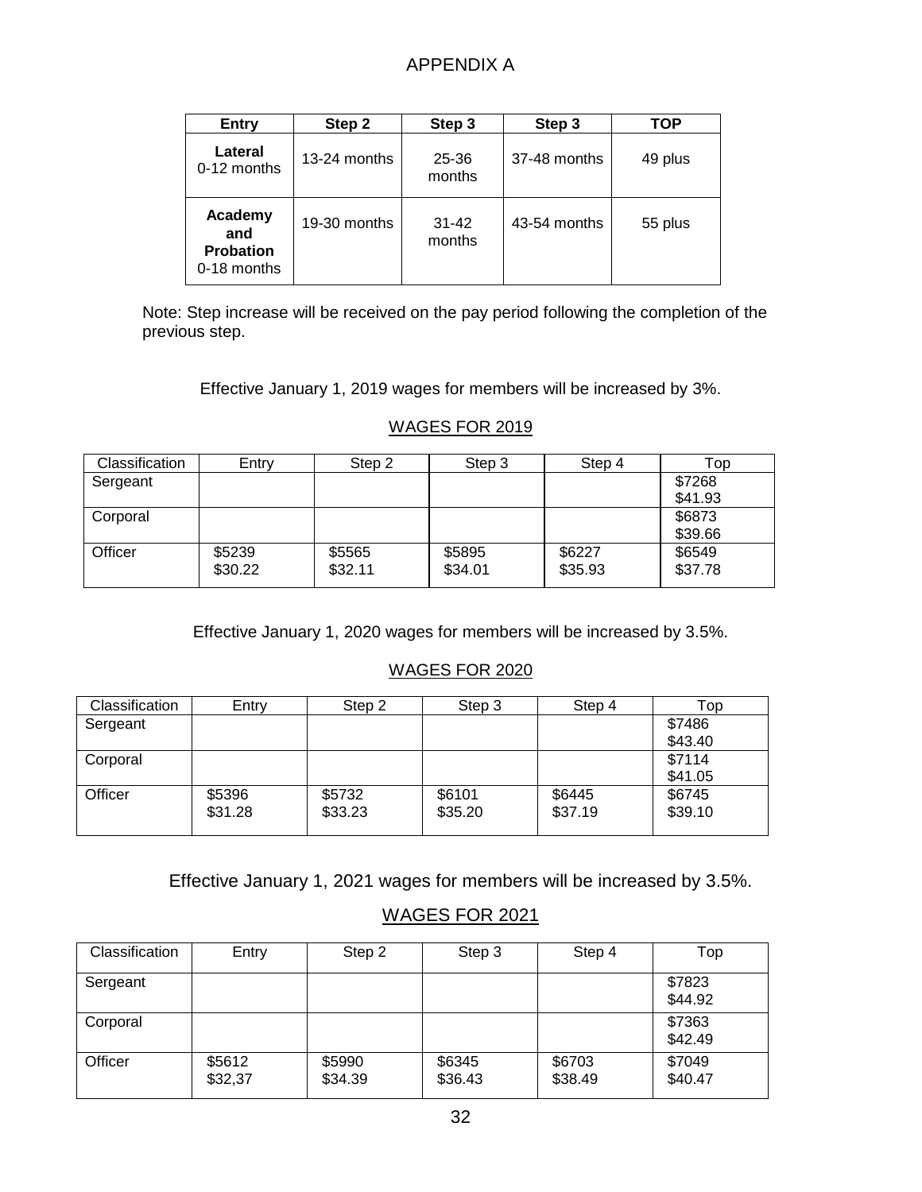# APPENDIX A

| Entry | Step 2 | Step 3 | Step 3 | TOP |
|---|---|---|---|---|
| **Lateral** 0-12 months | 13-24 months | 25-36 months | 37-48 months | 49 plus |
| **Academy and Probation** 0-18 months | 19-30 months | 31-42 months | 43-54 months | 55 plus |

Note: Step increase will be received on the pay period following the completion of the previous step.

Effective January 1, 2019 wages for members will be increased by 3%.

## WAGES FOR 2019

| Classification | Entry | Step 2 | Step 3 | Step 4 | Top |
|---|---|---|---|---|---|
| Sergeant | | | | | $7268<br>$41.93 |
| Corporal | | | | | $6873<br>$39.66 |
| Officer | $5239<br>$30.22 | $5565<br>$32.11 | $5895<br>$34.01 | $6227<br>$35.93 | $6549<br>$37.78 |

Effective January 1, 2020 wages for members will be increased by 3.5%.

## WAGES FOR 2020

| Classification | Entry | Step 2 | Step 3 | Step 4 | Top |
|---|---|---|---|---|---|
| Sergeant | | | | | $7486<br>$43.40 |
| Corporal | | | | | $7114<br>$41.05 |
| Officer | $5396<br>$31.28 | $5732<br>$33.23 | $6101<br>$35.20 | $6445<br>$37.19 | $6745<br>$39.10 |

Effective January 1, 2021 wages for members will be increased by 3.5%.

## WAGES FOR 2021

| Classification | Entry | Step 2 | Step 3 | Step 4 | Top |
|---|---|---|---|---|---|
| Sergeant | | | | | $7823<br>$44.92 |
| Corporal | | | | | $7363<br>$42.49 |
| Officer | $5612<br>$32,37 | $5990<br>$34.39 | $6345<br>$36.43 | $6703<br>$38.49 | $7049<br>$40.47 |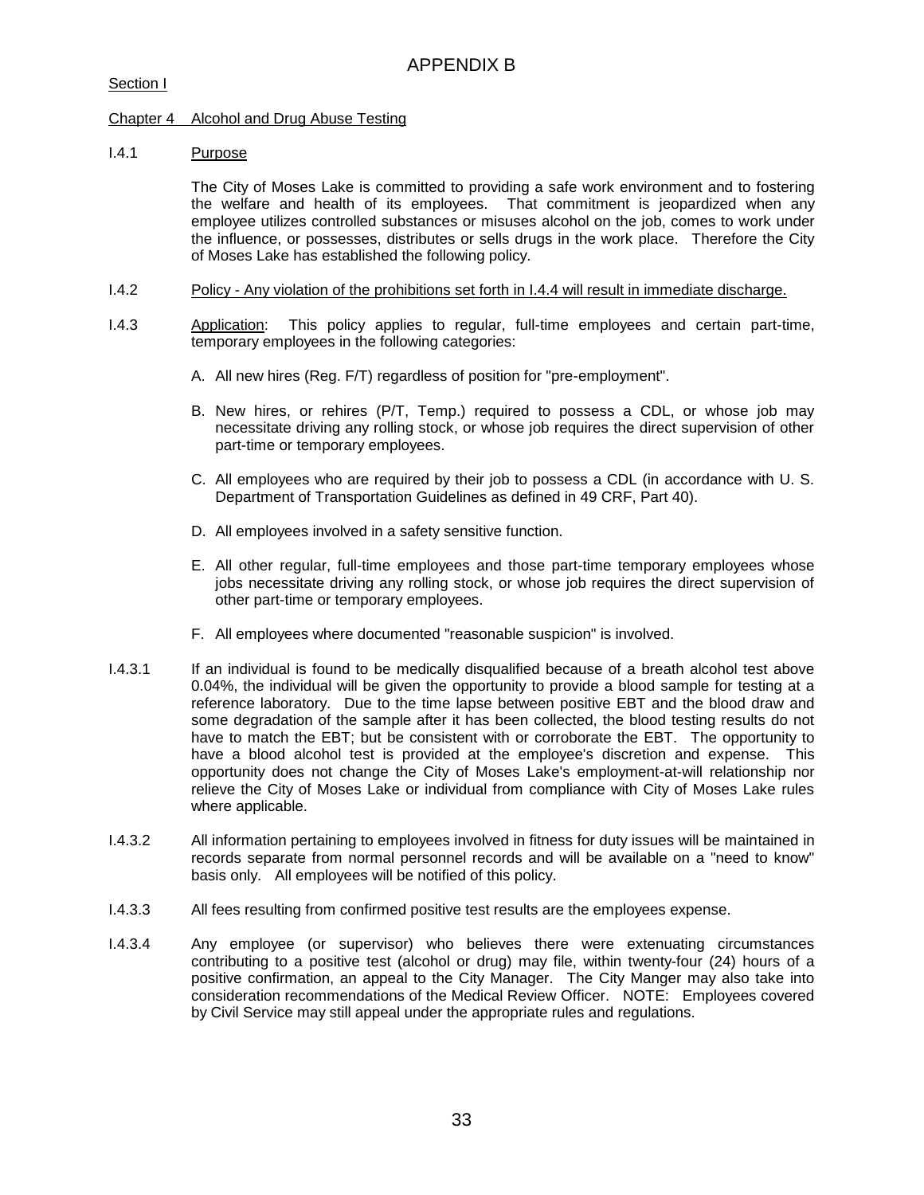# APPENDIX B

Section I

Chapter 4 Alcohol and Drug Abuse Testing

I.4.1 Purpose

The City of Moses Lake is committed to providing a safe work environment and to fostering the welfare and health of its employees. That commitment is jeopardized when any employee utilizes controlled substances or misuses alcohol on the job, comes to work under the influence, or possesses, distributes or sells drugs in the work place. Therefore the City of Moses Lake has established the following policy.

I.4.2 Policy - Any violation of the prohibitions set forth in I.4.4 will result in immediate discharge.

I.4.3 Application: This policy applies to regular, full-time employees and certain part-time, temporary employees in the following categories:

A. All new hires (Reg. F/T) regardless of position for "pre-employment".

B. New hires, or rehires (P/T, Temp.) required to possess a CDL, or whose job may necessitate driving any rolling stock, or whose job requires the direct supervision of other part-time or temporary employees.

C. All employees who are required by their job to possess a CDL (in accordance with U. S. Department of Transportation Guidelines as defined in 49 CRF, Part 40).

D. All employees involved in a safety sensitive function.

E. All other regular, full-time employees and those part-time temporary employees whose jobs necessitate driving any rolling stock, or whose job requires the direct supervision of other part-time or temporary employees.

F. All employees where documented "reasonable suspicion" is involved.

I.4.3.1 If an individual is found to be medically disqualified because of a breath alcohol test above 0.04%, the individual will be given the opportunity to provide a blood sample for testing at a reference laboratory. Due to the time lapse between positive EBT and the blood draw and some degradation of the sample after it has been collected, the blood testing results do not have to match the EBT; but be consistent with or corroborate the EBT. The opportunity to have a blood alcohol test is provided at the employee's discretion and expense. This opportunity does not change the City of Moses Lake's employment-at-will relationship nor relieve the City of Moses Lake or individual from compliance with City of Moses Lake rules where applicable.

I.4.3.2 All information pertaining to employees involved in fitness for duty issues will be maintained in records separate from normal personnel records and will be available on a "need to know" basis only. All employees will be notified of this policy.

I.4.3.3 All fees resulting from confirmed positive test results are the employees expense.

I.4.3.4 Any employee (or supervisor) who believes there were extenuating circumstances contributing to a positive test (alcohol or drug) may file, within twenty-four (24) hours of a positive confirmation, an appeal to the City Manager. The City Manger may also take into consideration recommendations of the Medical Review Officer. NOTE: Employees covered by Civil Service may still appeal under the appropriate rules and regulations.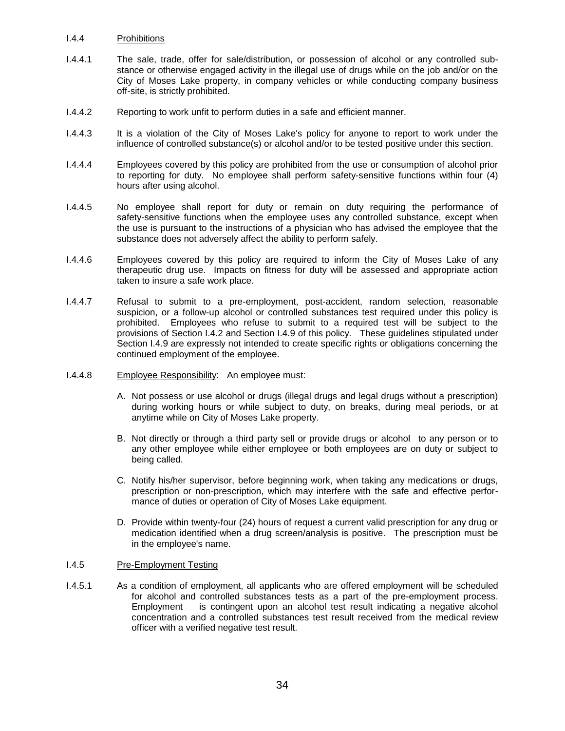I.4.4 Prohibitions

I.4.4.1 The sale, trade, offer for sale/distribution, or possession of alcohol or any controlled substance or otherwise engaged activity in the illegal use of drugs while on the job and/or on the City of Moses Lake property, in company vehicles or while conducting company business off-site, is strictly prohibited.

I.4.4.2 Reporting to work unfit to perform duties in a safe and efficient manner.

I.4.4.3 It is a violation of the City of Moses Lake's policy for anyone to report to work under the influence of controlled substance(s) or alcohol and/or to be tested positive under this section.

I.4.4.4 Employees covered by this policy are prohibited from the use or consumption of alcohol prior to reporting for duty. No employee shall perform safety-sensitive functions within four (4) hours after using alcohol.

I.4.4.5 No employee shall report for duty or remain on duty requiring the performance of safety-sensitive functions when the employee uses any controlled substance, except when the use is pursuant to the instructions of a physician who has advised the employee that the substance does not adversely affect the ability to perform safely.

I.4.4.6 Employees covered by this policy are required to inform the City of Moses Lake of any therapeutic drug use. Impacts on fitness for duty will be assessed and appropriate action taken to insure a safe work place.

I.4.4.7 Refusal to submit to a pre-employment, post-accident, random selection, reasonable suspicion, or a follow-up alcohol or controlled substances test required under this policy is prohibited. Employees who refuse to submit to a required test will be subject to the provisions of Section I.4.2 and Section I.4.9 of this policy. These guidelines stipulated under Section I.4.9 are expressly not intended to create specific rights or obligations concerning the continued employment of the employee.

I.4.4.8 Employee Responsibility: An employee must:

A. Not possess or use alcohol or drugs (illegal drugs and legal drugs without a prescription) during working hours or while subject to duty, on breaks, during meal periods, or at anytime while on City of Moses Lake property.

B. Not directly or through a third party sell or provide drugs or alcohol to any person or to any other employee while either employee or both employees are on duty or subject to being called.

C. Notify his/her supervisor, before beginning work, when taking any medications or drugs, prescription or non-prescription, which may interfere with the safe and effective performance of duties or operation of City of Moses Lake equipment.

D. Provide within twenty-four (24) hours of request a current valid prescription for any drug or medication identified when a drug screen/analysis is positive. The prescription must be in the employee's name.

I.4.5 Pre-Employment Testing

I.4.5.1 As a condition of employment, all applicants who are offered employment will be scheduled for alcohol and controlled substances tests as a part of the pre-employment process. Employment is contingent upon an alcohol test result indicating a negative alcohol concentration and a controlled substances test result received from the medical review officer with a verified negative test result.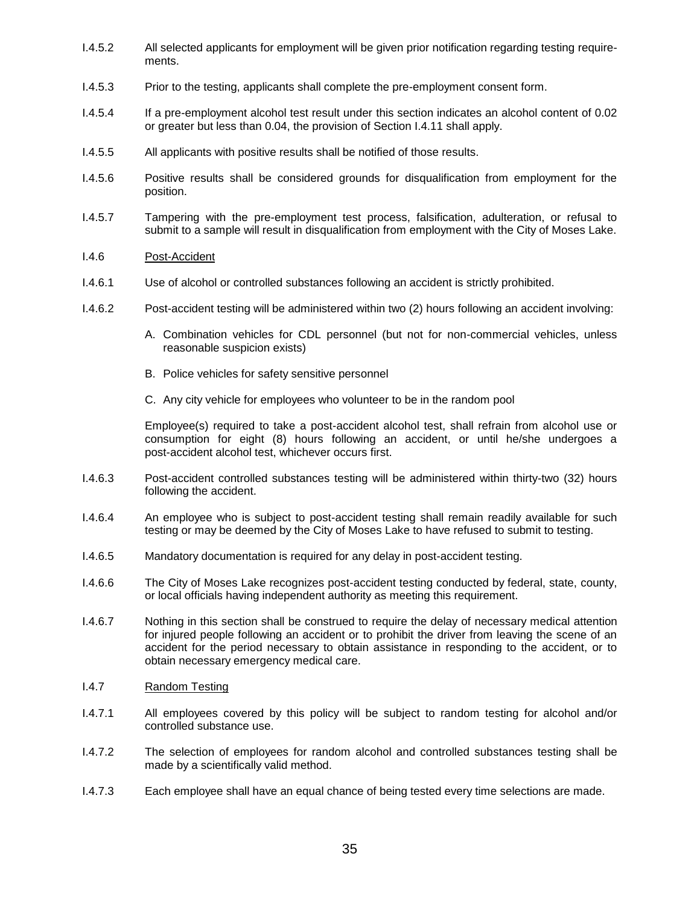I.4.5.2 All selected applicants for employment will be given prior notification regarding testing requirements.

I.4.5.3 Prior to the testing, applicants shall complete the pre-employment consent form.

I.4.5.4 If a pre-employment alcohol test result under this section indicates an alcohol content of 0.02 or greater but less than 0.04, the provision of Section I.4.11 shall apply.

I.4.5.5 All applicants with positive results shall be notified of those results.

I.4.5.6 Positive results shall be considered grounds for disqualification from employment for the position.

I.4.5.7 Tampering with the pre-employment test process, falsification, adulteration, or refusal to submit to a sample will result in disqualification from employment with the City of Moses Lake.

I.4.6 Post-Accident

I.4.6.1 Use of alcohol or controlled substances following an accident is strictly prohibited.

I.4.6.2 Post-accident testing will be administered within two (2) hours following an accident involving:

A. Combination vehicles for CDL personnel (but not for non-commercial vehicles, unless reasonable suspicion exists)

B. Police vehicles for safety sensitive personnel

C. Any city vehicle for employees who volunteer to be in the random pool

Employee(s) required to take a post-accident alcohol test, shall refrain from alcohol use or consumption for eight (8) hours following an accident, or until he/she undergoes a post-accident alcohol test, whichever occurs first.

I.4.6.3 Post-accident controlled substances testing will be administered within thirty-two (32) hours following the accident.

I.4.6.4 An employee who is subject to post-accident testing shall remain readily available for such testing or may be deemed by the City of Moses Lake to have refused to submit to testing.

I.4.6.5 Mandatory documentation is required for any delay in post-accident testing.

I.4.6.6 The City of Moses Lake recognizes post-accident testing conducted by federal, state, county, or local officials having independent authority as meeting this requirement.

I.4.6.7 Nothing in this section shall be construed to require the delay of necessary medical attention for injured people following an accident or to prohibit the driver from leaving the scene of an accident for the period necessary to obtain assistance in responding to the accident, or to obtain necessary emergency medical care.

I.4.7 Random Testing

I.4.7.1 All employees covered by this policy will be subject to random testing for alcohol and/or controlled substance use.

I.4.7.2 The selection of employees for random alcohol and controlled substances testing shall be made by a scientifically valid method.

I.4.7.3 Each employee shall have an equal chance of being tested every time selections are made.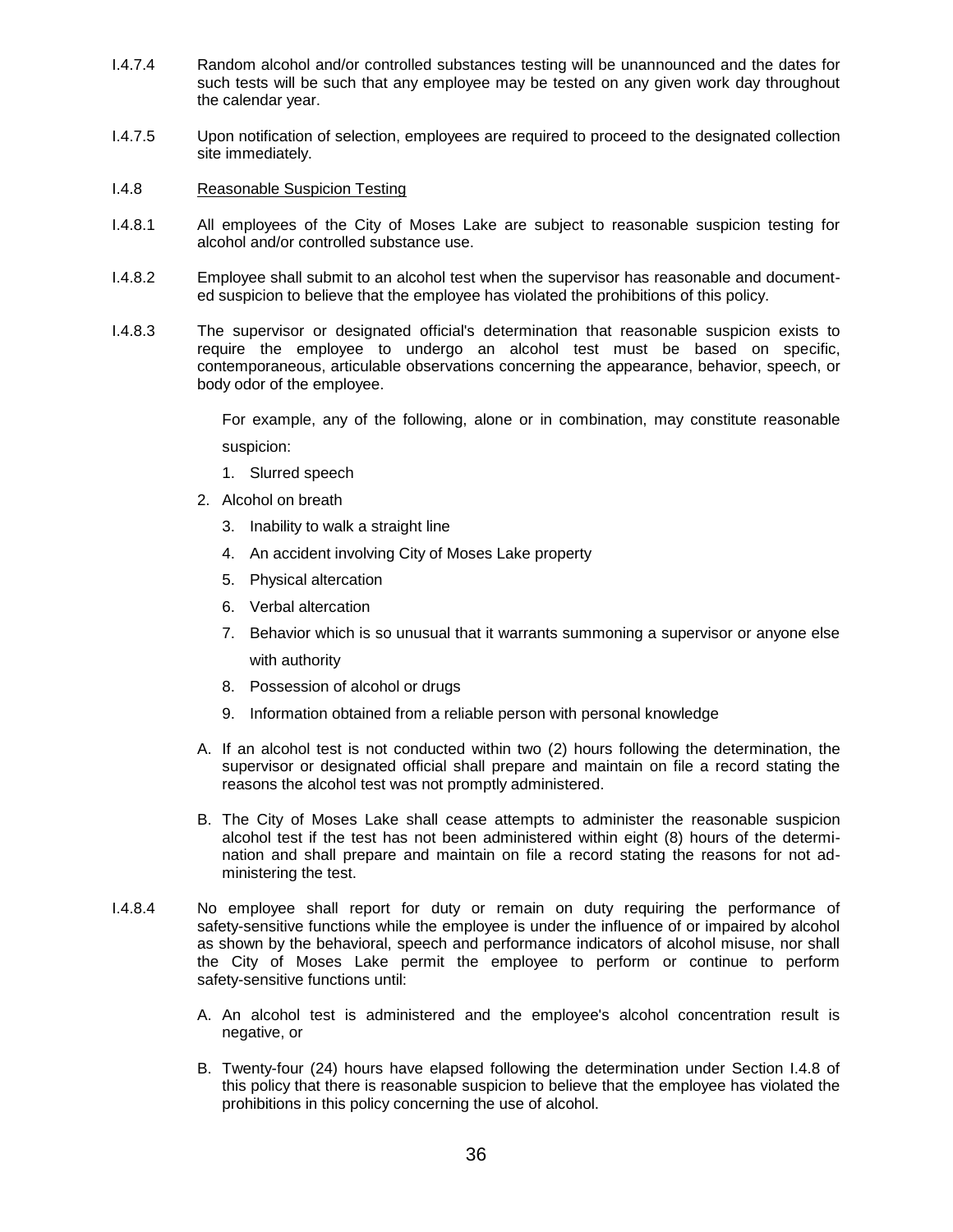I.4.7.4 Random alcohol and/or controlled substances testing will be unannounced and the dates for such tests will be such that any employee may be tested on any given work day throughout the calendar year.

I.4.7.5 Upon notification of selection, employees are required to proceed to the designated collection site immediately.

I.4.8 Reasonable Suspicion Testing

I.4.8.1 All employees of the City of Moses Lake are subject to reasonable suspicion testing for alcohol and/or controlled substance use.

I.4.8.2 Employee shall submit to an alcohol test when the supervisor has reasonable and documented suspicion to believe that the employee has violated the prohibitions of this policy.

I.4.8.3 The supervisor or designated official's determination that reasonable suspicion exists to require the employee to undergo an alcohol test must be based on specific, contemporaneous, articulable observations concerning the appearance, behavior, speech, or body odor of the employee.

For example, any of the following, alone or in combination, may constitute reasonable suspicion:

1. Slurred speech
2. Alcohol on breath
3. Inability to walk a straight line
4. An accident involving City of Moses Lake property
5. Physical altercation
6. Verbal altercation
7. Behavior which is so unusual that it warrants summoning a supervisor or anyone else with authority
8. Possession of alcohol or drugs
9. Information obtained from a reliable person with personal knowledge

A. If an alcohol test is not conducted within two (2) hours following the determination, the supervisor or designated official shall prepare and maintain on file a record stating the reasons the alcohol test was not promptly administered.

B. The City of Moses Lake shall cease attempts to administer the reasonable suspicion alcohol test if the test has not been administered within eight (8) hours of the determination and shall prepare and maintain on file a record stating the reasons for not administering the test.

I.4.8.4 No employee shall report for duty or remain on duty requiring the performance of safety-sensitive functions while the employee is under the influence of or impaired by alcohol as shown by the behavioral, speech and performance indicators of alcohol misuse, nor shall the City of Moses Lake permit the employee to perform or continue to perform safety-sensitive functions until:

A. An alcohol test is administered and the employee's alcohol concentration result is negative, or

B. Twenty-four (24) hours have elapsed following the determination under Section I.4.8 of this policy that there is reasonable suspicion to believe that the employee has violated the prohibitions in this policy concerning the use of alcohol.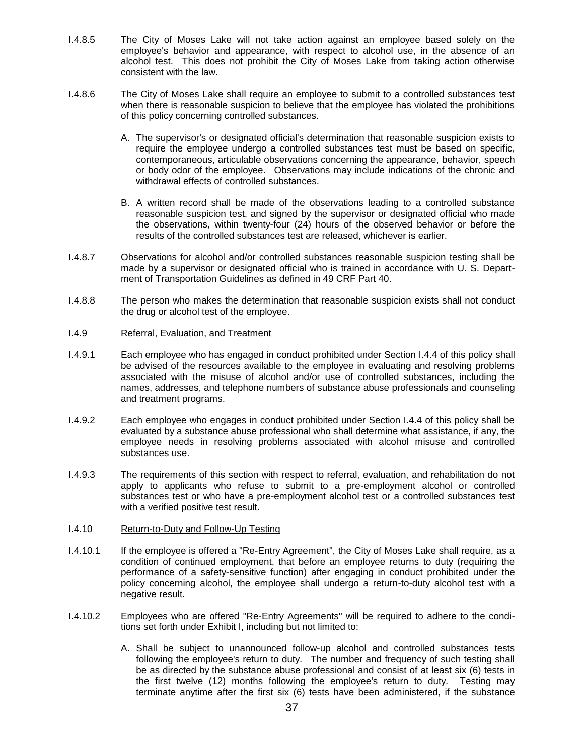I.4.8.5 The City of Moses Lake will not take action against an employee based solely on the employee's behavior and appearance, with respect to alcohol use, in the absence of an alcohol test. This does not prohibit the City of Moses Lake from taking action otherwise consistent with the law.

I.4.8.6 The City of Moses Lake shall require an employee to submit to a controlled substances test when there is reasonable suspicion to believe that the employee has violated the prohibitions of this policy concerning controlled substances.

A. The supervisor's or designated official's determination that reasonable suspicion exists to require the employee undergo a controlled substances test must be based on specific, contemporaneous, articulable observations concerning the appearance, behavior, speech or body odor of the employee. Observations may include indications of the chronic and withdrawal effects of controlled substances.

B. A written record shall be made of the observations leading to a controlled substance reasonable suspicion test, and signed by the supervisor or designated official who made the observations, within twenty-four (24) hours of the observed behavior or before the results of the controlled substances test are released, whichever is earlier.

I.4.8.7 Observations for alcohol and/or controlled substances reasonable suspicion testing shall be made by a supervisor or designated official who is trained in accordance with U. S. Department of Transportation Guidelines as defined in 49 CRF Part 40.

I.4.8.8 The person who makes the determination that reasonable suspicion exists shall not conduct the drug or alcohol test of the employee.

I.4.9 Referral, Evaluation, and Treatment

I.4.9.1 Each employee who has engaged in conduct prohibited under Section I.4.4 of this policy shall be advised of the resources available to the employee in evaluating and resolving problems associated with the misuse of alcohol and/or use of controlled substances, including the names, addresses, and telephone numbers of substance abuse professionals and counseling and treatment programs.

I.4.9.2 Each employee who engages in conduct prohibited under Section I.4.4 of this policy shall be evaluated by a substance abuse professional who shall determine what assistance, if any, the employee needs in resolving problems associated with alcohol misuse and controlled substances use.

I.4.9.3 The requirements of this section with respect to referral, evaluation, and rehabilitation do not apply to applicants who refuse to submit to a pre-employment alcohol or controlled substances test or who have a pre-employment alcohol test or a controlled substances test with a verified positive test result.

I.4.10 Return-to-Duty and Follow-Up Testing

I.4.10.1 If the employee is offered a "Re-Entry Agreement", the City of Moses Lake shall require, as a condition of continued employment, that before an employee returns to duty (requiring the performance of a safety-sensitive function) after engaging in conduct prohibited under the policy concerning alcohol, the employee shall undergo a return-to-duty alcohol test with a negative result.

I.4.10.2 Employees who are offered "Re-Entry Agreements" will be required to adhere to the conditions set forth under Exhibit I, including but not limited to:

A. Shall be subject to unannounced follow-up alcohol and controlled substances tests following the employee's return to duty. The number and frequency of such testing shall be as directed by the substance abuse professional and consist of at least six (6) tests in the first twelve (12) months following the employee's return to duty. Testing may terminate anytime after the first six (6) tests have been administered, if the substance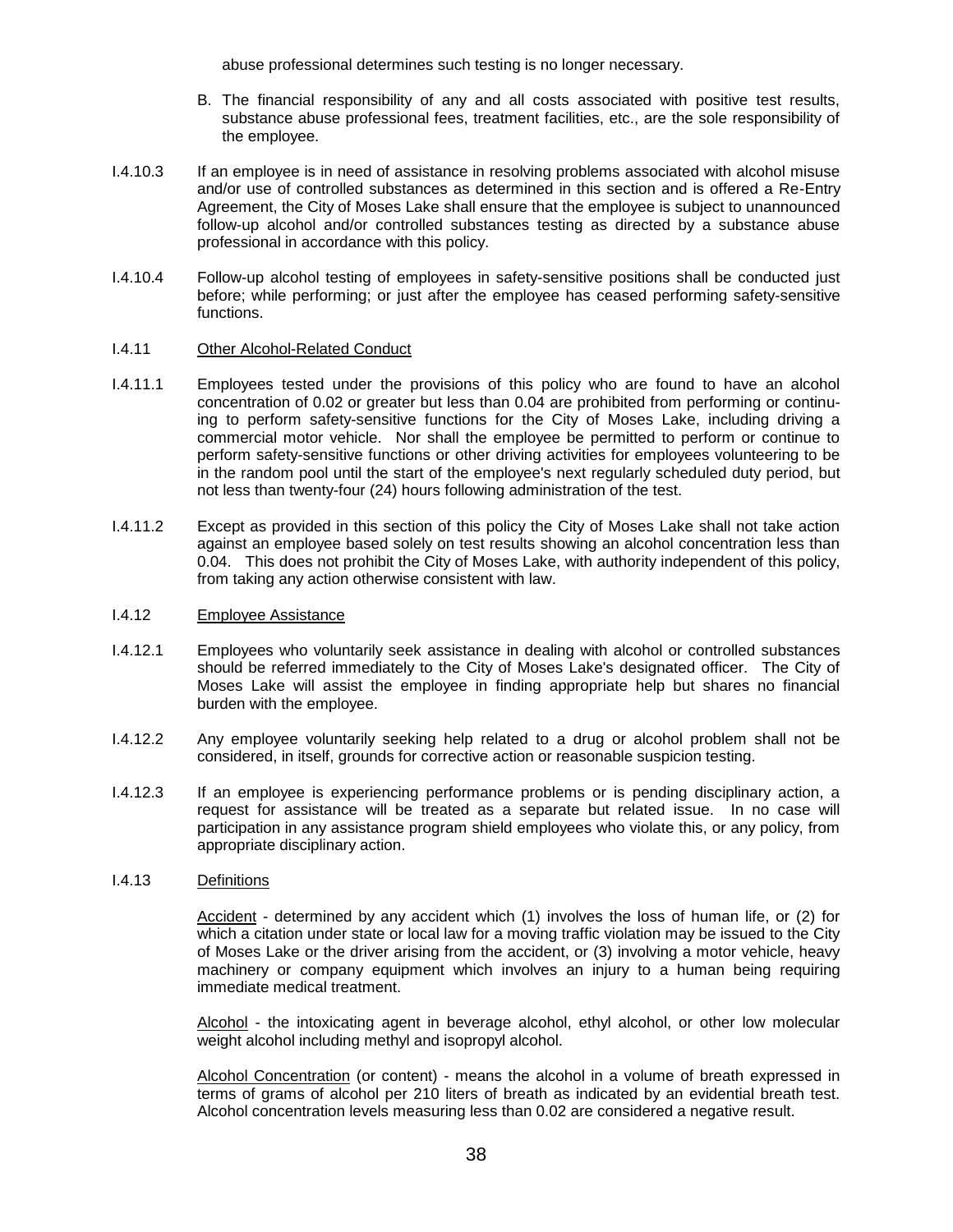abuse professional determines such testing is no longer necessary.

B. The financial responsibility of any and all costs associated with positive test results, substance abuse professional fees, treatment facilities, etc., are the sole responsibility of the employee.

I.4.10.3 If an employee is in need of assistance in resolving problems associated with alcohol misuse and/or use of controlled substances as determined in this section and is offered a Re-Entry Agreement, the City of Moses Lake shall ensure that the employee is subject to unannounced follow-up alcohol and/or controlled substances testing as directed by a substance abuse professional in accordance with this policy.

I.4.10.4 Follow-up alcohol testing of employees in safety-sensitive positions shall be conducted just before; while performing; or just after the employee has ceased performing safety-sensitive functions.

I.4.11 Other Alcohol-Related Conduct

I.4.11.1 Employees tested under the provisions of this policy who are found to have an alcohol concentration of 0.02 or greater but less than 0.04 are prohibited from performing or continuing to perform safety-sensitive functions for the City of Moses Lake, including driving a commercial motor vehicle. Nor shall the employee be permitted to perform or continue to perform safety-sensitive functions or other driving activities for employees volunteering to be in the random pool until the start of the employee's next regularly scheduled duty period, but not less than twenty-four (24) hours following administration of the test.

I.4.11.2 Except as provided in this section of this policy the City of Moses Lake shall not take action against an employee based solely on test results showing an alcohol concentration less than 0.04. This does not prohibit the City of Moses Lake, with authority independent of this policy, from taking any action otherwise consistent with law.

I.4.12 Employee Assistance

I.4.12.1 Employees who voluntarily seek assistance in dealing with alcohol or controlled substances should be referred immediately to the City of Moses Lake's designated officer. The City of Moses Lake will assist the employee in finding appropriate help but shares no financial burden with the employee.

I.4.12.2 Any employee voluntarily seeking help related to a drug or alcohol problem shall not be considered, in itself, grounds for corrective action or reasonable suspicion testing.

I.4.12.3 If an employee is experiencing performance problems or is pending disciplinary action, a request for assistance will be treated as a separate but related issue. In no case will participation in any assistance program shield employees who violate this, or any policy, from appropriate disciplinary action.

I.4.13 Definitions

Accident - determined by any accident which (1) involves the loss of human life, or (2) for which a citation under state or local law for a moving traffic violation may be issued to the City of Moses Lake or the driver arising from the accident, or (3) involving a motor vehicle, heavy machinery or company equipment which involves an injury to a human being requiring immediate medical treatment.

Alcohol - the intoxicating agent in beverage alcohol, ethyl alcohol, or other low molecular weight alcohol including methyl and isopropyl alcohol.

Alcohol Concentration (or content) - means the alcohol in a volume of breath expressed in terms of grams of alcohol per 210 liters of breath as indicated by an evidential breath test. Alcohol concentration levels measuring less than 0.02 are considered a negative result.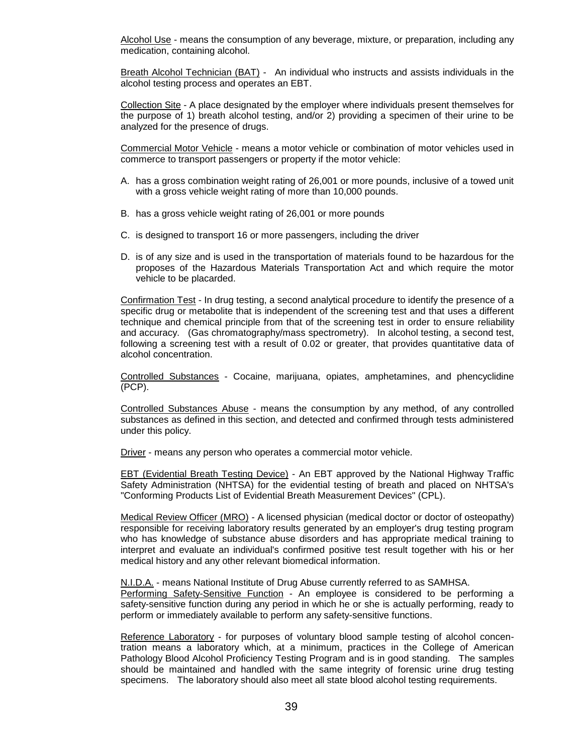Alcohol Use - means the consumption of any beverage, mixture, or preparation, including any medication, containing alcohol.

Breath Alcohol Technician (BAT) - An individual who instructs and assists individuals in the alcohol testing process and operates an EBT.

Collection Site - A place designated by the employer where individuals present themselves for the purpose of 1) breath alcohol testing, and/or 2) providing a specimen of their urine to be analyzed for the presence of drugs.

Commercial Motor Vehicle - means a motor vehicle or combination of motor vehicles used in commerce to transport passengers or property if the motor vehicle:

A. has a gross combination weight rating of 26,001 or more pounds, inclusive of a towed unit with a gross vehicle weight rating of more than 10,000 pounds.

B. has a gross vehicle weight rating of 26,001 or more pounds

C. is designed to transport 16 or more passengers, including the driver

D. is of any size and is used in the transportation of materials found to be hazardous for the proposes of the Hazardous Materials Transportation Act and which require the motor vehicle to be placarded.

Confirmation Test - In drug testing, a second analytical procedure to identify the presence of a specific drug or metabolite that is independent of the screening test and that uses a different technique and chemical principle from that of the screening test in order to ensure reliability and accuracy. (Gas chromatography/mass spectrometry). In alcohol testing, a second test, following a screening test with a result of 0.02 or greater, that provides quantitative data of alcohol concentration.

Controlled Substances - Cocaine, marijuana, opiates, amphetamines, and phencyclidine (PCP).

Controlled Substances Abuse - means the consumption by any method, of any controlled substances as defined in this section, and detected and confirmed through tests administered under this policy.

Driver - means any person who operates a commercial motor vehicle.

EBT (Evidential Breath Testing Device) - An EBT approved by the National Highway Traffic Safety Administration (NHTSA) for the evidential testing of breath and placed on NHTSA's "Conforming Products List of Evidential Breath Measurement Devices" (CPL).

Medical Review Officer (MRO) - A licensed physician (medical doctor or doctor of osteopathy) responsible for receiving laboratory results generated by an employer's drug testing program who has knowledge of substance abuse disorders and has appropriate medical training to interpret and evaluate an individual's confirmed positive test result together with his or her medical history and any other relevant biomedical information.

N.I.D.A. - means National Institute of Drug Abuse currently referred to as SAMHSA.

Performing Safety-Sensitive Function - An employee is considered to be performing a safety-sensitive function during any period in which he or she is actually performing, ready to perform or immediately available to perform any safety-sensitive functions.

Reference Laboratory - for purposes of voluntary blood sample testing of alcohol concentration means a laboratory which, at a minimum, practices in the College of American Pathology Blood Alcohol Proficiency Testing Program and is in good standing. The samples should be maintained and handled with the same integrity of forensic urine drug testing specimens. The laboratory should also meet all state blood alcohol testing requirements.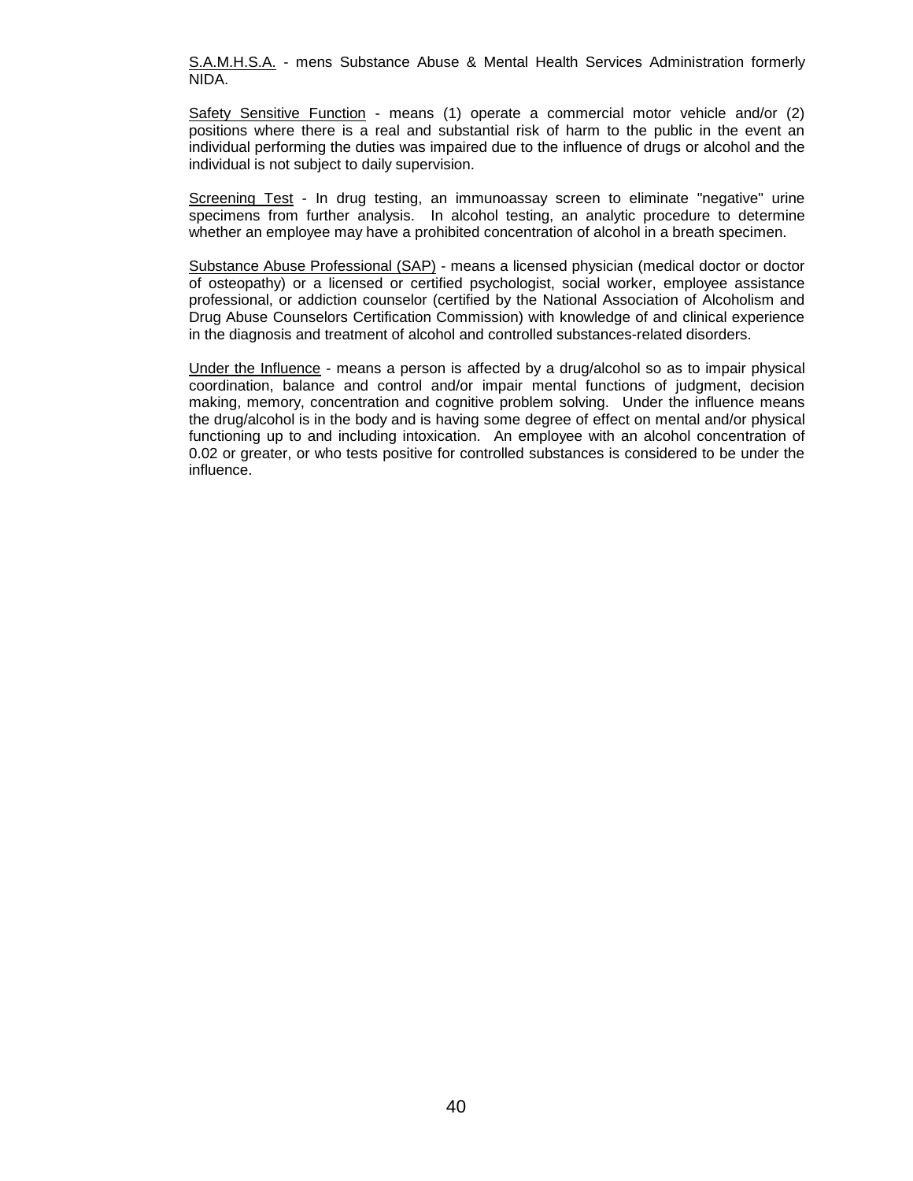<u>S.A.M.H.S.A.</u> - mens Substance Abuse & Mental Health Services Administration formerly NIDA.

<u>Safety Sensitive Function</u> - means (1) operate a commercial motor vehicle and/or (2) positions where there is a real and substantial risk of harm to the public in the event an individual performing the duties was impaired due to the influence of drugs or alcohol and the individual is not subject to daily supervision.

<u>Screening Test</u> - In drug testing, an immunoassay screen to eliminate "negative" urine specimens from further analysis. In alcohol testing, an analytic procedure to determine whether an employee may have a prohibited concentration of alcohol in a breath specimen.

<u>Substance Abuse Professional (SAP)</u> - means a licensed physician (medical doctor or doctor of osteopathy) or a licensed or certified psychologist, social worker, employee assistance professional, or addiction counselor (certified by the National Association of Alcoholism and Drug Abuse Counselors Certification Commission) with knowledge of and clinical experience in the diagnosis and treatment of alcohol and controlled substances-related disorders.

<u>Under the Influence</u> - means a person is affected by a drug/alcohol so as to impair physical coordination, balance and control and/or impair mental functions of judgment, decision making, memory, concentration and cognitive problem solving. Under the influence means the drug/alcohol is in the body and is having some degree of effect on mental and/or physical functioning up to and including intoxication. An employee with an alcohol concentration of 0.02 or greater, or who tests positive for controlled substances is considered to be under the influence.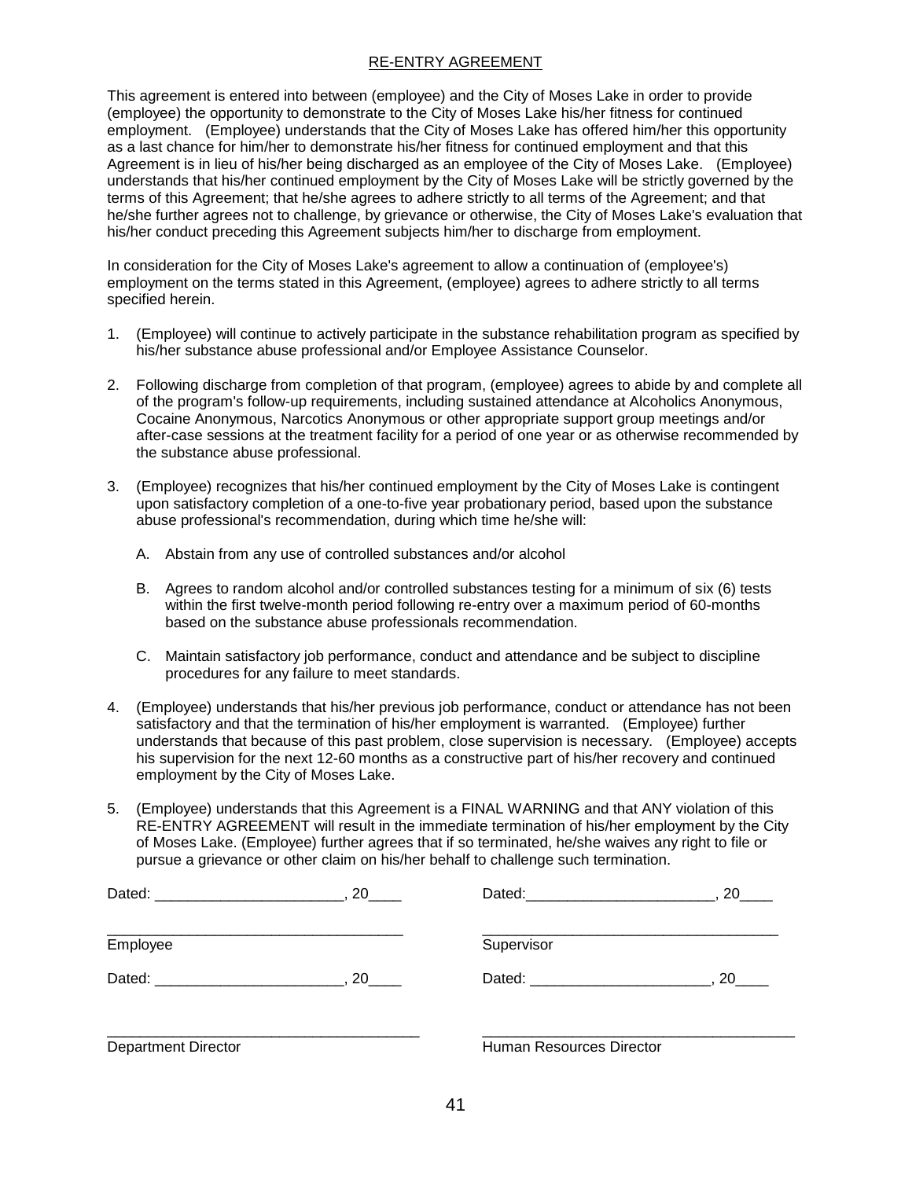## RE-ENTRY AGREEMENT

This agreement is entered into between (employee) and the City of Moses Lake in order to provide (employee) the opportunity to demonstrate to the City of Moses Lake his/her fitness for continued employment. (Employee) understands that the City of Moses Lake has offered him/her this opportunity as a last chance for him/her to demonstrate his/her fitness for continued employment and that this Agreement is in lieu of his/her being discharged as an employee of the City of Moses Lake. (Employee) understands that his/her continued employment by the City of Moses Lake will be strictly governed by the terms of this Agreement; that he/she agrees to adhere strictly to all terms of the Agreement; and that he/she further agrees not to challenge, by grievance or otherwise, the City of Moses Lake's evaluation that his/her conduct preceding this Agreement subjects him/her to discharge from employment.

In consideration for the City of Moses Lake's agreement to allow a continuation of (employee's) employment on the terms stated in this Agreement, (employee) agrees to adhere strictly to all terms specified herein.

1. (Employee) will continue to actively participate in the substance rehabilitation program as specified by his/her substance abuse professional and/or Employee Assistance Counselor.

2. Following discharge from completion of that program, (employee) agrees to abide by and complete all of the program's follow-up requirements, including sustained attendance at Alcoholics Anonymous, Cocaine Anonymous, Narcotics Anonymous or other appropriate support group meetings and/or after-case sessions at the treatment facility for a period of one year or as otherwise recommended by the substance abuse professional.

3. (Employee) recognizes that his/her continued employment by the City of Moses Lake is contingent upon satisfactory completion of a one-to-five year probationary period, based upon the substance abuse professional's recommendation, during which time he/she will:

   A. Abstain from any use of controlled substances and/or alcohol

   B. Agrees to random alcohol and/or controlled substances testing for a minimum of six (6) tests within the first twelve-month period following re-entry over a maximum period of 60-months based on the substance abuse professionals recommendation.

   C. Maintain satisfactory job performance, conduct and attendance and be subject to discipline procedures for any failure to meet standards.

4. (Employee) understands that his/her previous job performance, conduct or attendance has not been satisfactory and that the termination of his/her employment is warranted. (Employee) further understands that because of this past problem, close supervision is necessary. (Employee) accepts his supervision for the next 12-60 months as a constructive part of his/her recovery and continued employment by the City of Moses Lake.

5. (Employee) understands that this Agreement is a FINAL WARNING and that ANY violation of this RE-ENTRY AGREEMENT will result in the immediate termination of his/her employment by the City of Moses Lake. (Employee) further agrees that if so terminated, he/she waives any right to file or pursue a grievance or other claim on his/her behalf to challenge such termination.

Dated: _______________________, 20____

_____________________________________
Employee

Dated:_______________________, 20____

_____________________________________
Supervisor

Dated: _______________________, 20____

_____________________________________
Department Director

Dated: ______________________, 20____

_____________________________________
Human Resources Director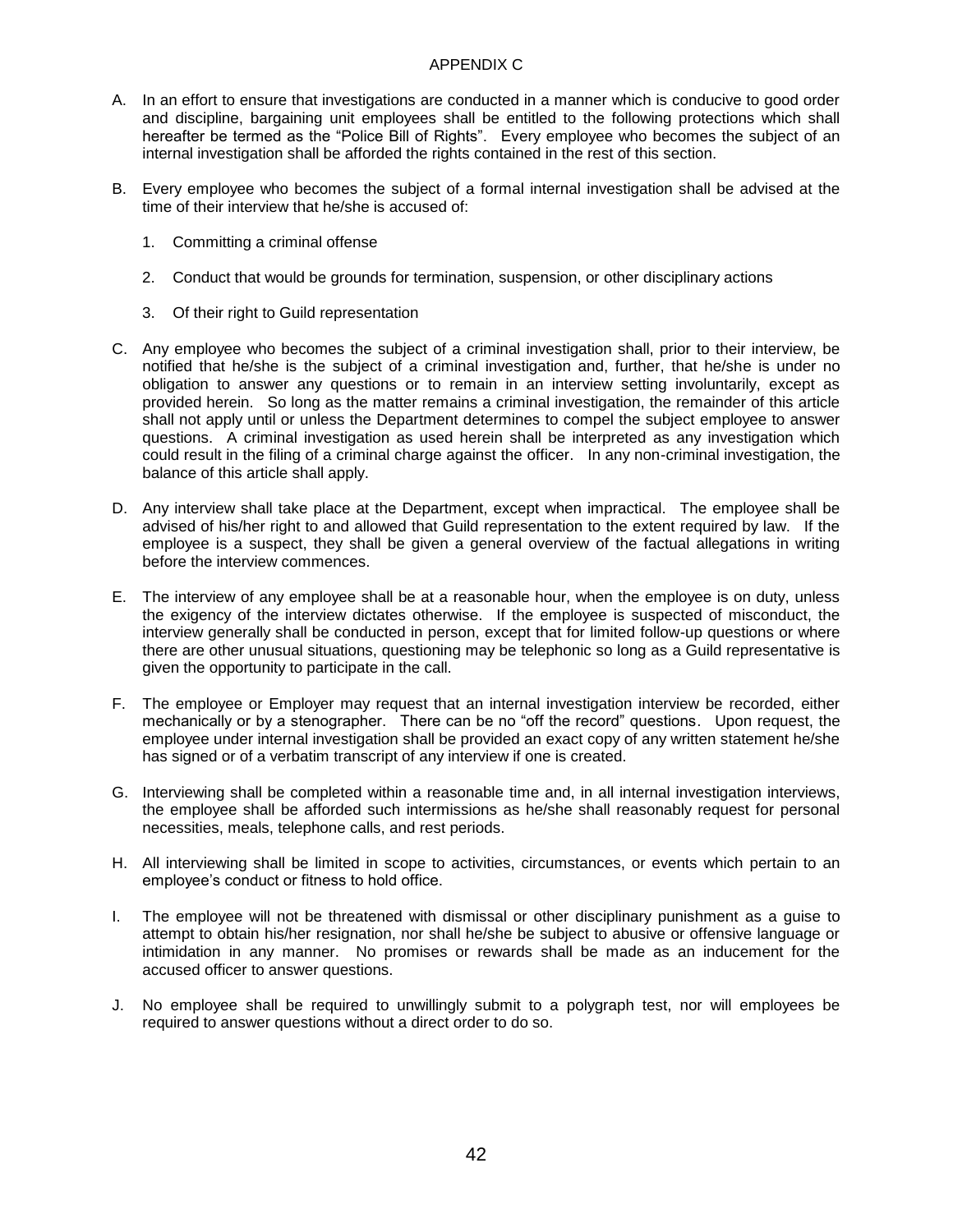# APPENDIX C

A. In an effort to ensure that investigations are conducted in a manner which is conducive to good order and discipline, bargaining unit employees shall be entitled to the following protections which shall hereafter be termed as the "Police Bill of Rights". Every employee who becomes the subject of an internal investigation shall be afforded the rights contained in the rest of this section.

B. Every employee who becomes the subject of a formal internal investigation shall be advised at the time of their interview that he/she is accused of:

   1. Committing a criminal offense

   2. Conduct that would be grounds for termination, suspension, or other disciplinary actions

   3. Of their right to Guild representation

C. Any employee who becomes the subject of a criminal investigation shall, prior to their interview, be notified that he/she is the subject of a criminal investigation and, further, that he/she is under no obligation to answer any questions or to remain in an interview setting involuntarily, except as provided herein. So long as the matter remains a criminal investigation, the remainder of this article shall not apply until or unless the Department determines to compel the subject employee to answer questions. A criminal investigation as used herein shall be interpreted as any investigation which could result in the filing of a criminal charge against the officer. In any non-criminal investigation, the balance of this article shall apply.

D. Any interview shall take place at the Department, except when impractical. The employee shall be advised of his/her right to and allowed that Guild representation to the extent required by law. If the employee is a suspect, they shall be given a general overview of the factual allegations in writing before the interview commences.

E. The interview of any employee shall be at a reasonable hour, when the employee is on duty, unless the exigency of the interview dictates otherwise. If the employee is suspected of misconduct, the interview generally shall be conducted in person, except that for limited follow-up questions or where there are other unusual situations, questioning may be telephonic so long as a Guild representative is given the opportunity to participate in the call.

F. The employee or Employer may request that an internal investigation interview be recorded, either mechanically or by a stenographer. There can be no "off the record" questions. Upon request, the employee under internal investigation shall be provided an exact copy of any written statement he/she has signed or of a verbatim transcript of any interview if one is created.

G. Interviewing shall be completed within a reasonable time and, in all internal investigation interviews, the employee shall be afforded such intermissions as he/she shall reasonably request for personal necessities, meals, telephone calls, and rest periods.

H. All interviewing shall be limited in scope to activities, circumstances, or events which pertain to an employee's conduct or fitness to hold office.

I. The employee will not be threatened with dismissal or other disciplinary punishment as a guise to attempt to obtain his/her resignation, nor shall he/she be subject to abusive or offensive language or intimidation in any manner. No promises or rewards shall be made as an inducement for the accused officer to answer questions.

J. No employee shall be required to unwillingly submit to a polygraph test, nor will employees be required to answer questions without a direct order to do so.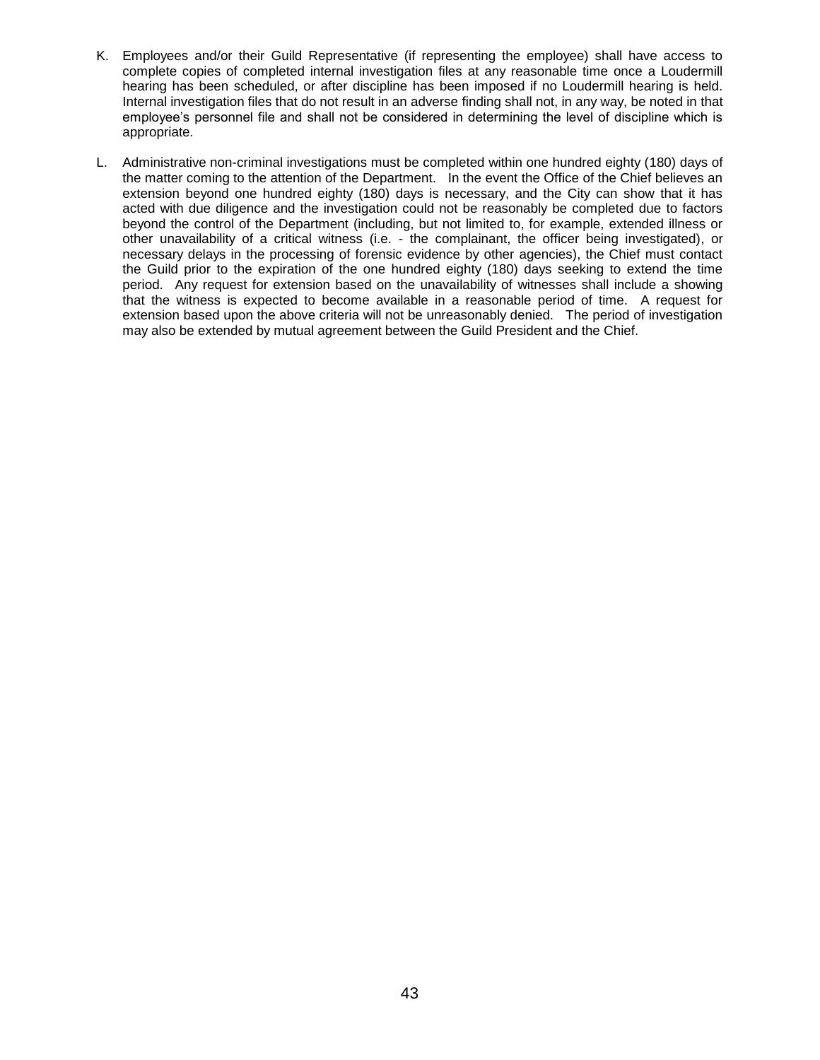K. Employees and/or their Guild Representative (if representing the employee) shall have access to complete copies of completed internal investigation files at any reasonable time once a Loudermill hearing has been scheduled, or after discipline has been imposed if no Loudermill hearing is held. Internal investigation files that do not result in an adverse finding shall not, in any way, be noted in that employee's personnel file and shall not be considered in determining the level of discipline which is appropriate.

L. Administrative non-criminal investigations must be completed within one hundred eighty (180) days of the matter coming to the attention of the Department. In the event the Office of the Chief believes an extension beyond one hundred eighty (180) days is necessary, and the City can show that it has acted with due diligence and the investigation could not be reasonably be completed due to factors beyond the control of the Department (including, but not limited to, for example, extended illness or other unavailability of a critical witness (i.e. - the complainant, the officer being investigated), or necessary delays in the processing of forensic evidence by other agencies), the Chief must contact the Guild prior to the expiration of the one hundred eighty (180) days seeking to extend the time period. Any request for extension based on the unavailability of witnesses shall include a showing that the witness is expected to become available in a reasonable period of time. A request for extension based upon the above criteria will not be unreasonably denied. The period of investigation may also be extended by mutual agreement between the Guild President and the Chief.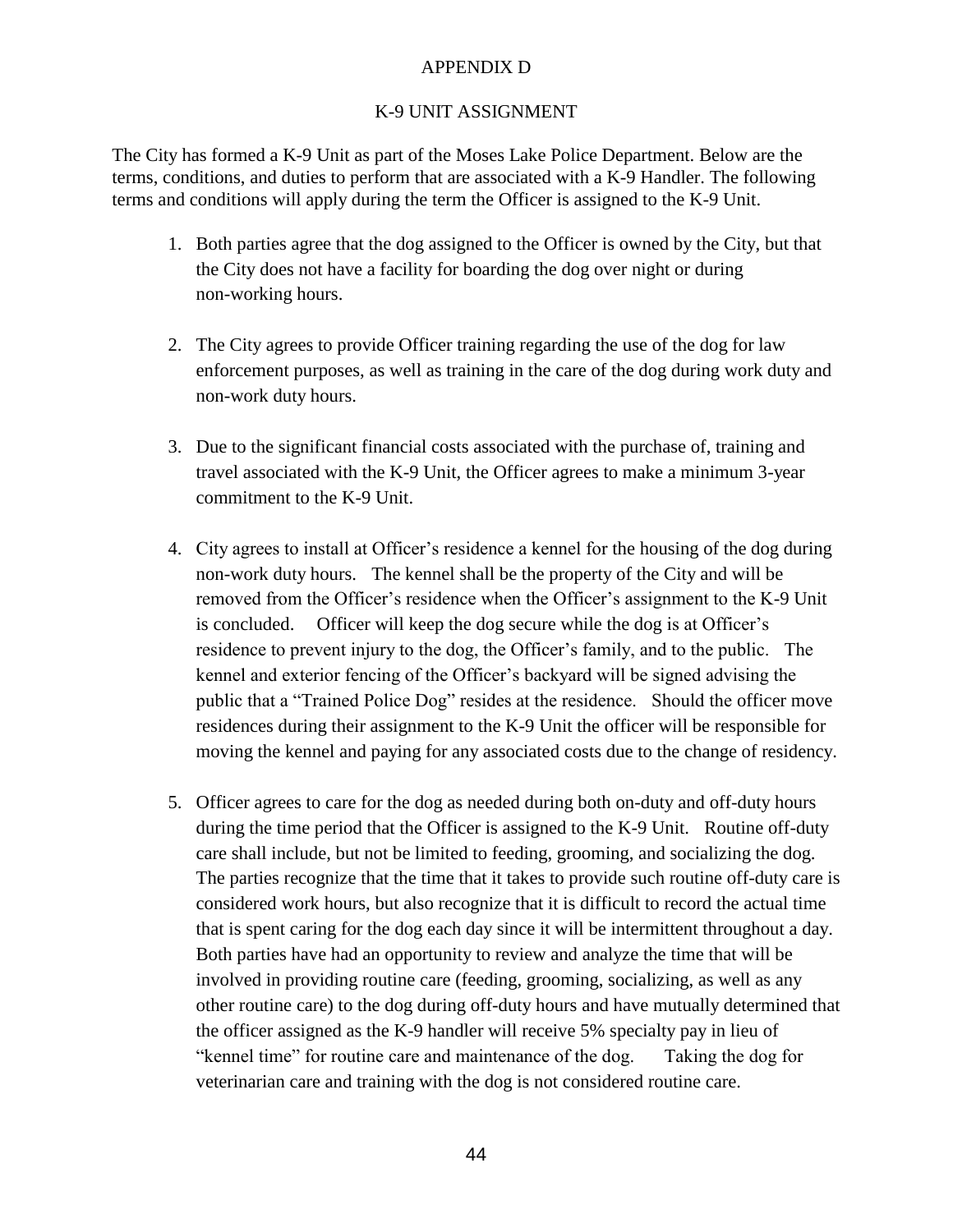# APPENDIX D

## K-9 UNIT ASSIGNMENT

The City has formed a K-9 Unit as part of the Moses Lake Police Department. Below are the terms, conditions, and duties to perform that are associated with a K-9 Handler. The following terms and conditions will apply during the term the Officer is assigned to the K-9 Unit.

1. Both parties agree that the dog assigned to the Officer is owned by the City, but that the City does not have a facility for boarding the dog over night or during non-working hours.

2. The City agrees to provide Officer training regarding the use of the dog for law enforcement purposes, as well as training in the care of the dog during work duty and non-work duty hours.

3. Due to the significant financial costs associated with the purchase of, training and travel associated with the K-9 Unit, the Officer agrees to make a minimum 3-year commitment to the K-9 Unit.

4. City agrees to install at Officer's residence a kennel for the housing of the dog during non-work duty hours. The kennel shall be the property of the City and will be removed from the Officer's residence when the Officer's assignment to the K-9 Unit is concluded. Officer will keep the dog secure while the dog is at Officer's residence to prevent injury to the dog, the Officer's family, and to the public. The kennel and exterior fencing of the Officer's backyard will be signed advising the public that a "Trained Police Dog" resides at the residence. Should the officer move residences during their assignment to the K-9 Unit the officer will be responsible for moving the kennel and paying for any associated costs due to the change of residency.

5. Officer agrees to care for the dog as needed during both on-duty and off-duty hours during the time period that the Officer is assigned to the K-9 Unit. Routine off-duty care shall include, but not be limited to feeding, grooming, and socializing the dog. The parties recognize that the time that it takes to provide such routine off-duty care is considered work hours, but also recognize that it is difficult to record the actual time that is spent caring for the dog each day since it will be intermittent throughout a day. Both parties have had an opportunity to review and analyze the time that will be involved in providing routine care (feeding, grooming, socializing, as well as any other routine care) to the dog during off-duty hours and have mutually determined that the officer assigned as the K-9 handler will receive 5% specialty pay in lieu of "kennel time" for routine care and maintenance of the dog. Taking the dog for veterinarian care and training with the dog is not considered routine care.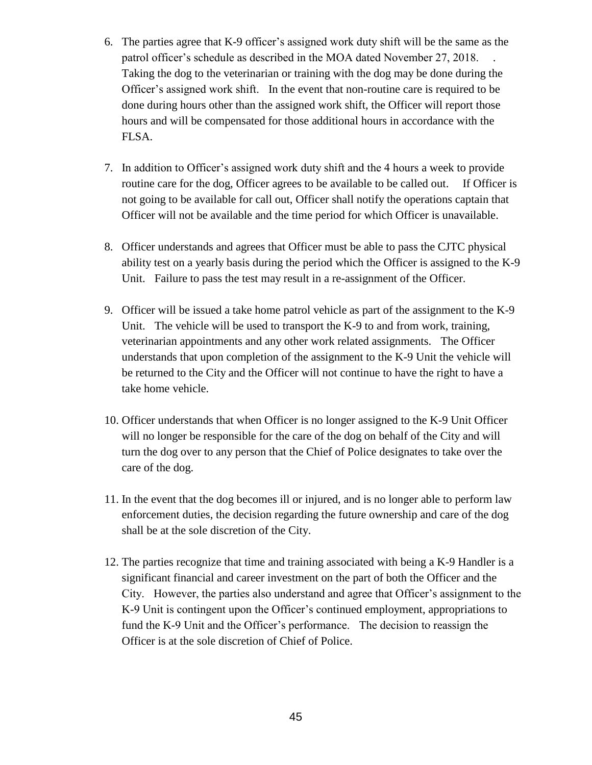6. The parties agree that K-9 officer's assigned work duty shift will be the same as the patrol officer's schedule as described in the MOA dated November 27, 2018. . Taking the dog to the veterinarian or training with the dog may be done during the Officer's assigned work shift. In the event that non-routine care is required to be done during hours other than the assigned work shift, the Officer will report those hours and will be compensated for those additional hours in accordance with the FLSA.

7. In addition to Officer's assigned work duty shift and the 4 hours a week to provide routine care for the dog, Officer agrees to be available to be called out. If Officer is not going to be available for call out, Officer shall notify the operations captain that Officer will not be available and the time period for which Officer is unavailable.

8. Officer understands and agrees that Officer must be able to pass the CJTC physical ability test on a yearly basis during the period which the Officer is assigned to the K-9 Unit. Failure to pass the test may result in a re-assignment of the Officer.

9. Officer will be issued a take home patrol vehicle as part of the assignment to the K-9 Unit. The vehicle will be used to transport the K-9 to and from work, training, veterinarian appointments and any other work related assignments. The Officer understands that upon completion of the assignment to the K-9 Unit the vehicle will be returned to the City and the Officer will not continue to have the right to have a take home vehicle.

10. Officer understands that when Officer is no longer assigned to the K-9 Unit Officer will no longer be responsible for the care of the dog on behalf of the City and will turn the dog over to any person that the Chief of Police designates to take over the care of the dog.

11. In the event that the dog becomes ill or injured, and is no longer able to perform law enforcement duties, the decision regarding the future ownership and care of the dog shall be at the sole discretion of the City.

12. The parties recognize that time and training associated with being a K-9 Handler is a significant financial and career investment on the part of both the Officer and the City. However, the parties also understand and agree that Officer's assignment to the K-9 Unit is contingent upon the Officer's continued employment, appropriations to fund the K-9 Unit and the Officer's performance. The decision to reassign the Officer is at the sole discretion of Chief of Police.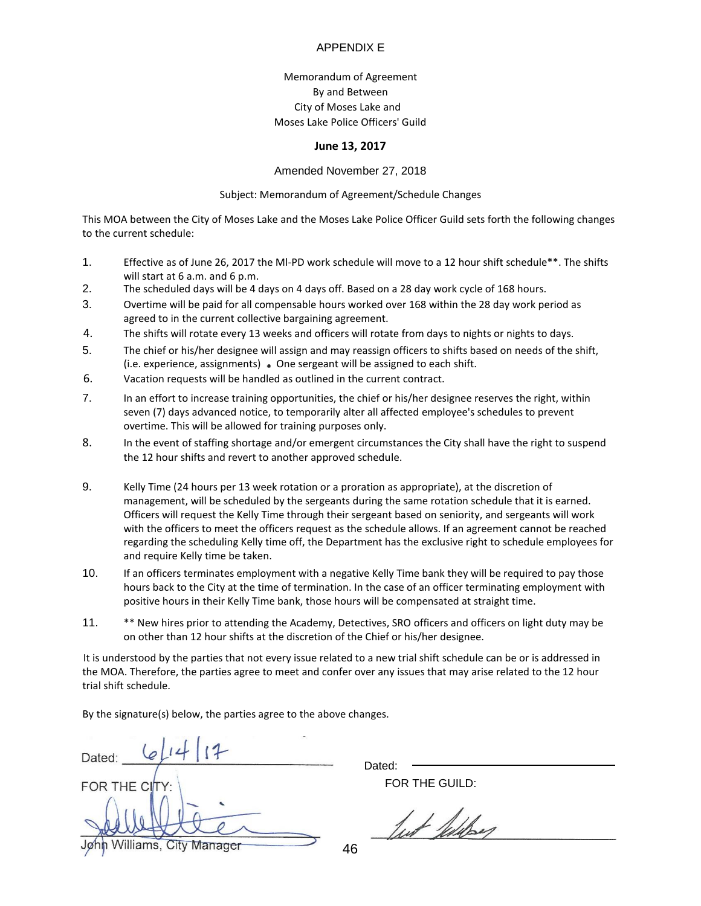# APPENDIX E

Memorandum of Agreement
By and Between
City of Moses Lake and
Moses Lake Police Officers' Guild

**June 13, 2017**

Amended November 27, 2018

Subject: Memorandum of Agreement/Schedule Changes

This MOA between the City of Moses Lake and the Moses Lake Police Officer Guild sets forth the following changes to the current schedule:

1. Effective as of June 26, 2017 the Ml-PD work schedule will move to a 12 hour shift schedule**. The shifts will start at 6 a.m. and 6 p.m.
2. The scheduled days will be 4 days on 4 days off. Based on a 28 day work cycle of 168 hours.
3. Overtime will be paid for all compensable hours worked over 168 within the 28 day work period as agreed to in the current collective bargaining agreement.
4. The shifts will rotate every 13 weeks and officers will rotate from days to nights or nights to days.
5. The chief or his/her designee will assign and may reassign officers to shifts based on needs of the shift, (i.e. experience, assignments) . One sergeant will be assigned to each shift.
6. Vacation requests will be handled as outlined in the current contract.
7. In an effort to increase training opportunities, the chief or his/her designee reserves the right, within seven (7) days advanced notice, to temporarily alter all affected employee's schedules to prevent overtime. This will be allowed for training purposes only.
8. In the event of staffing shortage and/or emergent circumstances the City shall have the right to suspend the 12 hour shifts and revert to another approved schedule.
9. Kelly Time (24 hours per 13 week rotation or a proration as appropriate), at the discretion of management, will be scheduled by the sergeants during the same rotation schedule that it is earned. Officers will request the Kelly Time through their sergeant based on seniority, and sergeants will work with the officers to meet the officers request as the schedule allows. If an agreement cannot be reached regarding the scheduling Kelly time off, the Department has the exclusive right to schedule employees for and require Kelly time be taken.
10. If an officers terminates employment with a negative Kelly Time bank they will be required to pay those hours back to the City at the time of termination. In the case of an officer terminating employment with positive hours in their Kelly Time bank, those hours will be compensated at straight time.
11. ** New hires prior to attending the Academy, Detectives, SRO officers and officers on light duty may be on other than 12 hour shifts at the discretion of the Chief or his/her designee.

It is understood by the parties that not every issue related to a new trial shift schedule can be or is addressed in the MOA. Therefore, the parties agree to meet and confer over any issues that may arise related to the 12 hour trial shift schedule.

By the signature(s) below, the parties agree to the above changes.

Dated: 6/14/17

FOR THE CITY:

John Williams, City Manager

Dated: ____________________

FOR THE GUILD: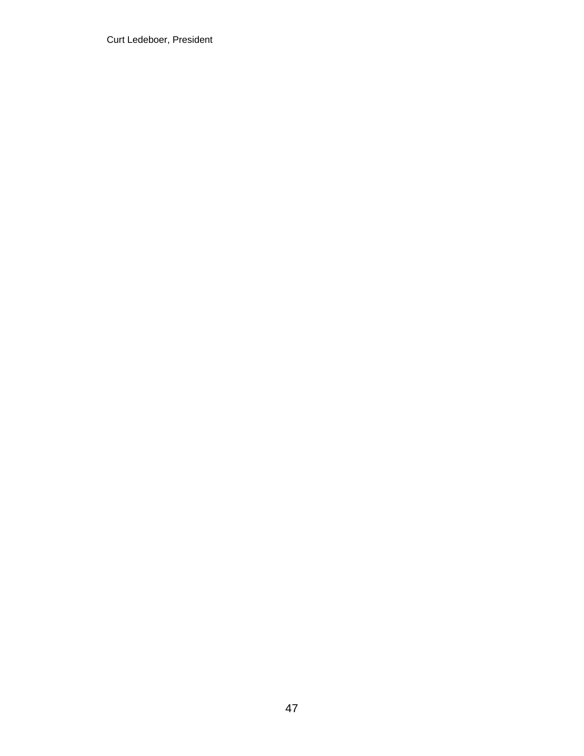Curt Ledeboer, President